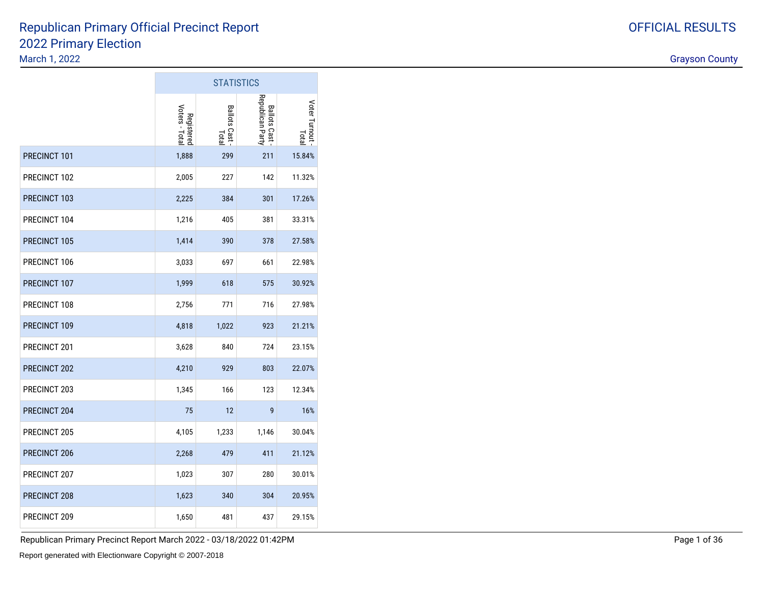# Republican Primary Official Precinct Report
## 2022 Primary Election

March 1, 2022

OFFICIAL RESULTS

Grayson County

| | STATISTICS | | | |
|---|---|---|---|---|
| | Registered Voters - Total | Ballots Cast - Total | Ballots Cast - Republican Party | Voter Turnout - Total |
| PRECINCT 101 | 1,888 | 299 | 211 | 15.84% |
| PRECINCT 102 | 2,005 | 227 | 142 | 11.32% |
| PRECINCT 103 | 2,225 | 384 | 301 | 17.26% |
| PRECINCT 104 | 1,216 | 405 | 381 | 33.31% |
| PRECINCT 105 | 1,414 | 390 | 378 | 27.58% |
| PRECINCT 106 | 3,033 | 697 | 661 | 22.98% |
| PRECINCT 107 | 1,999 | 618 | 575 | 30.92% |
| PRECINCT 108 | 2,756 | 771 | 716 | 27.98% |
| PRECINCT 109 | 4,818 | 1,022 | 923 | 21.21% |
| PRECINCT 201 | 3,628 | 840 | 724 | 23.15% |
| PRECINCT 202 | 4,210 | 929 | 803 | 22.07% |
| PRECINCT 203 | 1,345 | 166 | 123 | 12.34% |
| PRECINCT 204 | 75 | 12 | 9 | 16% |
| PRECINCT 205 | 4,105 | 1,233 | 1,146 | 30.04% |
| PRECINCT 206 | 2,268 | 479 | 411 | 21.12% |
| PRECINCT 207 | 1,023 | 307 | 280 | 30.01% |
| PRECINCT 208 | 1,623 | 340 | 304 | 20.95% |
| PRECINCT 209 | 1,650 | 481 | 437 | 29.15% |

Republican Primary Precinct Report March 2022 - 03/18/2022 01:42PM

Report generated with Electionware Copyright © 2007-2018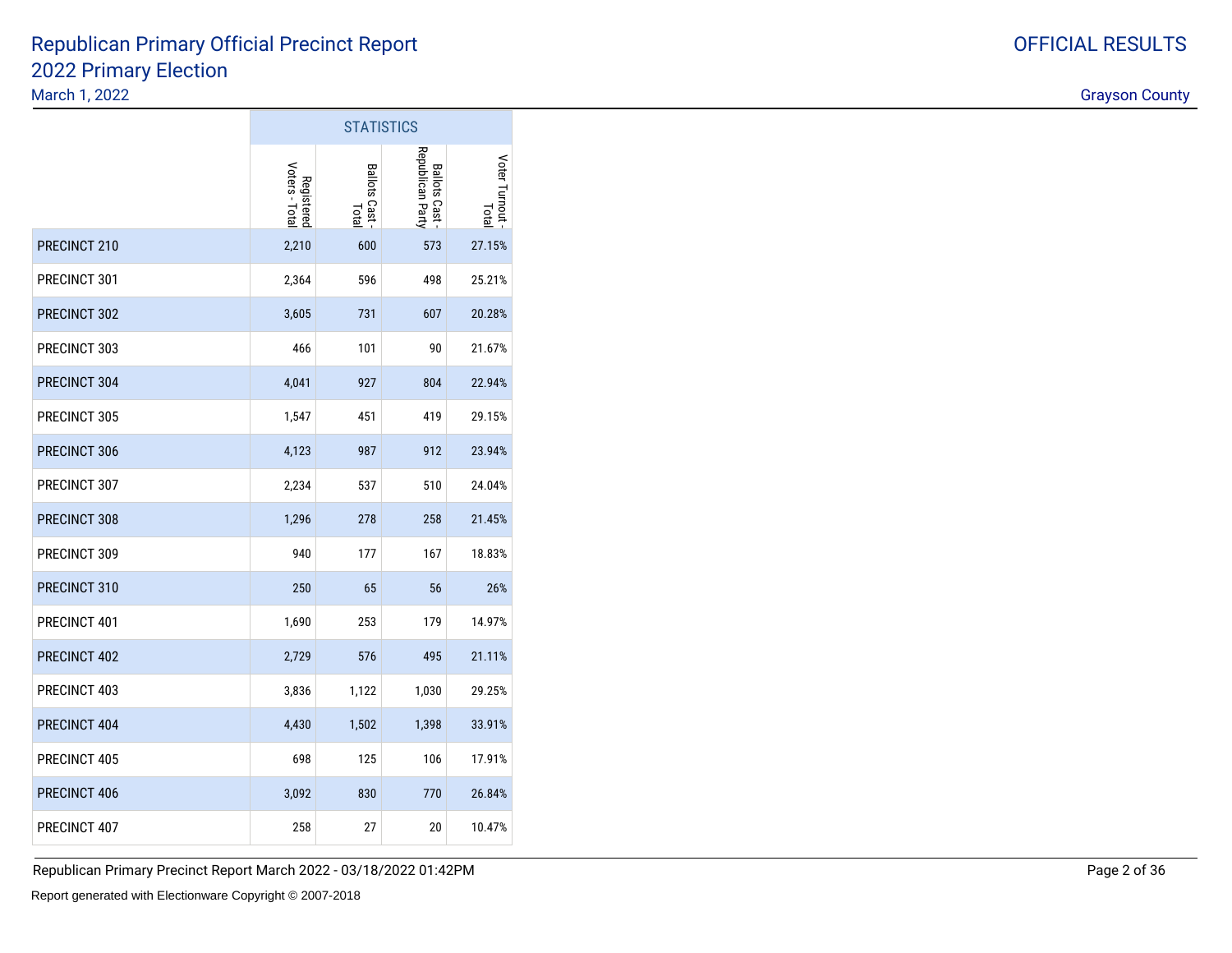# Republican Primary Official Precinct Report
## 2022 Primary Election
March 1, 2022

OFFICIAL RESULTS

Grayson County

| | STATISTICS | | | |
|---|---|---|---|---|
| | Registered Voters - Total | Ballots Cast - Total | Ballots Cast - Republican Party | Voter Turnout - Total |
| PRECINCT 210 | 2,210 | 600 | 573 | 27.15% |
| PRECINCT 301 | 2,364 | 596 | 498 | 25.21% |
| PRECINCT 302 | 3,605 | 731 | 607 | 20.28% |
| PRECINCT 303 | 466 | 101 | 90 | 21.67% |
| PRECINCT 304 | 4,041 | 927 | 804 | 22.94% |
| PRECINCT 305 | 1,547 | 451 | 419 | 29.15% |
| PRECINCT 306 | 4,123 | 987 | 912 | 23.94% |
| PRECINCT 307 | 2,234 | 537 | 510 | 24.04% |
| PRECINCT 308 | 1,296 | 278 | 258 | 21.45% |
| PRECINCT 309 | 940 | 177 | 167 | 18.83% |
| PRECINCT 310 | 250 | 65 | 56 | 26% |
| PRECINCT 401 | 1,690 | 253 | 179 | 14.97% |
| PRECINCT 402 | 2,729 | 576 | 495 | 21.11% |
| PRECINCT 403 | 3,836 | 1,122 | 1,030 | 29.25% |
| PRECINCT 404 | 4,430 | 1,502 | 1,398 | 33.91% |
| PRECINCT 405 | 698 | 125 | 106 | 17.91% |
| PRECINCT 406 | 3,092 | 830 | 770 | 26.84% |
| PRECINCT 407 | 258 | 27 | 20 | 10.47% |

Republican Primary Precinct Report March 2022 - 03/18/2022 01:42PM

Report generated with Electionware Copyright © 2007-2018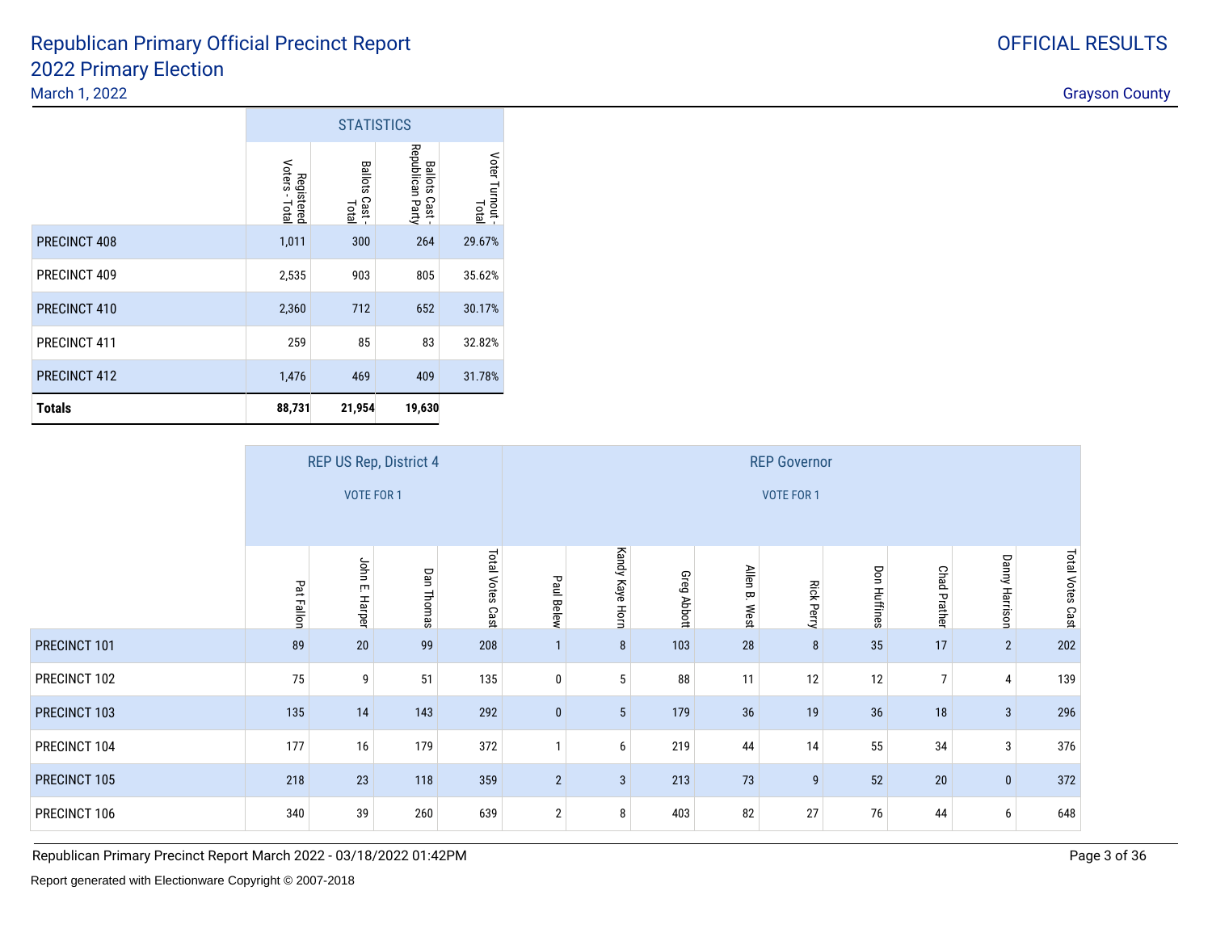# Republican Primary Official Precinct Report

## 2022 Primary Election

March 1, 2022

OFFICIAL RESULTS

Grayson County

| | STATISTICS | | | |
|---|---|---|---|---|
| | Registered Voters - Total | Ballots Cast - Total | Ballots Cast - Republican Party | Voter Turnout - Total |
| PRECINCT 408 | 1,011 | 300 | 264 | 29.67% |
| PRECINCT 409 | 2,535 | 903 | 805 | 35.62% |
| PRECINCT 410 | 2,360 | 712 | 652 | 30.17% |
| PRECINCT 411 | 259 | 85 | 83 | 32.82% |
| PRECINCT 412 | 1,476 | 469 | 409 | 31.78% |
| **Totals** | **88,731** | **21,954** | **19,630** | |

| | REP US Rep, District 4 VOTE FOR 1 | | | | REP Governor VOTE FOR 1 | | | | | | | | |
|---|---|---|---|---|---|---|---|---|---|---|---|---|---|
| | Pat Fallon | John E. Harper | Dan Thomas | Total Votes Cast | Paul Belew | Kandy Kaye Horn | Greg Abbott | Allen B. West | Rick Perry | Don Huffines | Chad Prather | Danny Harrison | Total Votes Cast |
| PRECINCT 101 | 89 | 20 | 99 | 208 | 1 | 8 | 103 | 28 | 8 | 35 | 17 | 2 | 202 |
| PRECINCT 102 | 75 | 9 | 51 | 135 | 0 | 5 | 88 | 11 | 12 | 12 | 7 | 4 | 139 |
| PRECINCT 103 | 135 | 14 | 143 | 292 | 0 | 5 | 179 | 36 | 19 | 36 | 18 | 3 | 296 |
| PRECINCT 104 | 177 | 16 | 179 | 372 | 1 | 6 | 219 | 44 | 14 | 55 | 34 | 3 | 376 |
| PRECINCT 105 | 218 | 23 | 118 | 359 | 2 | 3 | 213 | 73 | 9 | 52 | 20 | 0 | 372 |
| PRECINCT 106 | 340 | 39 | 260 | 639 | 2 | 8 | 403 | 82 | 27 | 76 | 44 | 6 | 648 |

Republican Primary Precinct Report March 2022 - 03/18/2022 01:42PM

Report generated with Electionware Copyright © 2007-2018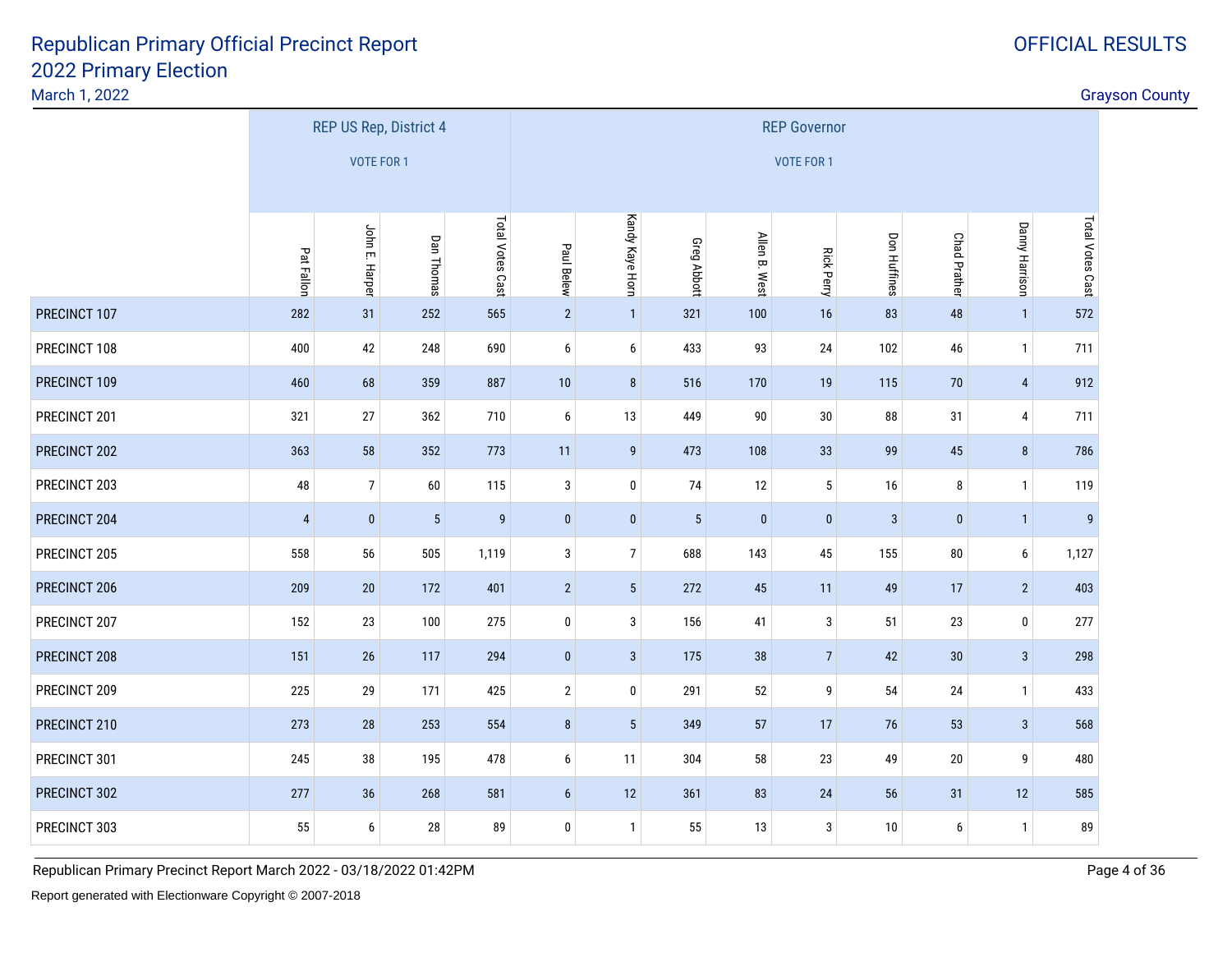# Republican Primary Official Precinct Report
## 2022 Primary Election
March 1, 2022

OFFICIAL RESULTS

Grayson County

| | REP US Rep, District 4 VOTE FOR 1 | | | | REP Governor VOTE FOR 1 | | | | | | | | |
|---|---|---|---|---|---|---|---|---|---|---|---|---|---|
| | Pat Fallon | John E. Harper | Dan Thomas | Total Votes Cast | Paul Belew | Kandy Kaye Horn | Greg Abbott | Allen B. West | Rick Perry | Don Huffines | Chad Prather | Danny Harrison | Total Votes Cast |
| PRECINCT 107 | 282 | 31 | 252 | 565 | 2 | 1 | 321 | 100 | 16 | 83 | 48 | 1 | 572 |
| PRECINCT 108 | 400 | 42 | 248 | 690 | 6 | 6 | 433 | 93 | 24 | 102 | 46 | 1 | 711 |
| PRECINCT 109 | 460 | 68 | 359 | 887 | 10 | 8 | 516 | 170 | 19 | 115 | 70 | 4 | 912 |
| PRECINCT 201 | 321 | 27 | 362 | 710 | 6 | 13 | 449 | 90 | 30 | 88 | 31 | 4 | 711 |
| PRECINCT 202 | 363 | 58 | 352 | 773 | 11 | 9 | 473 | 108 | 33 | 99 | 45 | 8 | 786 |
| PRECINCT 203 | 48 | 7 | 60 | 115 | 3 | 0 | 74 | 12 | 5 | 16 | 8 | 1 | 119 |
| PRECINCT 204 | 4 | 0 | 5 | 9 | 0 | 0 | 5 | 0 | 0 | 3 | 0 | 1 | 9 |
| PRECINCT 205 | 558 | 56 | 505 | 1,119 | 3 | 7 | 688 | 143 | 45 | 155 | 80 | 6 | 1,127 |
| PRECINCT 206 | 209 | 20 | 172 | 401 | 2 | 5 | 272 | 45 | 11 | 49 | 17 | 2 | 403 |
| PRECINCT 207 | 152 | 23 | 100 | 275 | 0 | 3 | 156 | 41 | 3 | 51 | 23 | 0 | 277 |
| PRECINCT 208 | 151 | 26 | 117 | 294 | 0 | 3 | 175 | 38 | 7 | 42 | 30 | 3 | 298 |
| PRECINCT 209 | 225 | 29 | 171 | 425 | 2 | 0 | 291 | 52 | 9 | 54 | 24 | 1 | 433 |
| PRECINCT 210 | 273 | 28 | 253 | 554 | 8 | 5 | 349 | 57 | 17 | 76 | 53 | 3 | 568 |
| PRECINCT 301 | 245 | 38 | 195 | 478 | 6 | 11 | 304 | 58 | 23 | 49 | 20 | 9 | 480 |
| PRECINCT 302 | 277 | 36 | 268 | 581 | 6 | 12 | 361 | 83 | 24 | 56 | 31 | 12 | 585 |
| PRECINCT 303 | 55 | 6 | 28 | 89 | 0 | 1 | 55 | 13 | 3 | 10 | 6 | 1 | 89 |

Republican Primary Precinct Report March 2022 - 03/18/2022 01:42PM

Report generated with Electionware Copyright © 2007-2018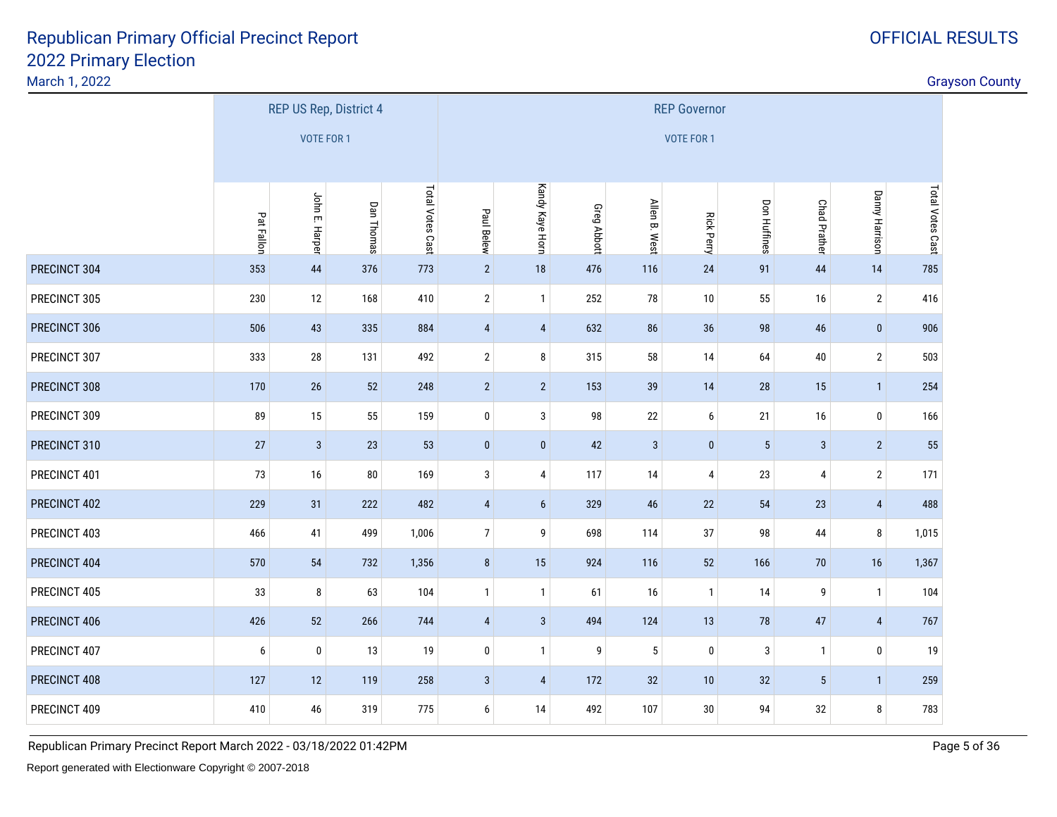# Republican Primary Official Precinct Report
## 2022 Primary Election
March 1, 2022

OFFICIAL RESULTS

Grayson County

| | REP US Rep, District 4 VOTE FOR 1 | | | | REP Governor VOTE FOR 1 | | | | | | | | |
|---|---|---|---|---|---|---|---|---|---|---|---|---|---|
| | Pat Fallon | John E. Harper | Dan Thomas | Total Votes Cast | Paul Belew | Kandy Kaye Horn | Greg Abbott | Allen B. West | Rick Perry | Don Huffines | Chad Prather | Danny Harrison | Total Votes Cast |
| PRECINCT 304 | 353 | 44 | 376 | 773 | 2 | 18 | 476 | 116 | 24 | 91 | 44 | 14 | 785 |
| PRECINCT 305 | 230 | 12 | 168 | 410 | 2 | 1 | 252 | 78 | 10 | 55 | 16 | 2 | 416 |
| PRECINCT 306 | 506 | 43 | 335 | 884 | 4 | 4 | 632 | 86 | 36 | 98 | 46 | 0 | 906 |
| PRECINCT 307 | 333 | 28 | 131 | 492 | 2 | 8 | 315 | 58 | 14 | 64 | 40 | 2 | 503 |
| PRECINCT 308 | 170 | 26 | 52 | 248 | 2 | 2 | 153 | 39 | 14 | 28 | 15 | 1 | 254 |
| PRECINCT 309 | 89 | 15 | 55 | 159 | 0 | 3 | 98 | 22 | 6 | 21 | 16 | 0 | 166 |
| PRECINCT 310 | 27 | 3 | 23 | 53 | 0 | 0 | 42 | 3 | 0 | 5 | 3 | 2 | 55 |
| PRECINCT 401 | 73 | 16 | 80 | 169 | 3 | 4 | 117 | 14 | 4 | 23 | 4 | 2 | 171 |
| PRECINCT 402 | 229 | 31 | 222 | 482 | 4 | 6 | 329 | 46 | 22 | 54 | 23 | 4 | 488 |
| PRECINCT 403 | 466 | 41 | 499 | 1,006 | 7 | 9 | 698 | 114 | 37 | 98 | 44 | 8 | 1,015 |
| PRECINCT 404 | 570 | 54 | 732 | 1,356 | 8 | 15 | 924 | 116 | 52 | 166 | 70 | 16 | 1,367 |
| PRECINCT 405 | 33 | 8 | 63 | 104 | 1 | 1 | 61 | 16 | 1 | 14 | 9 | 1 | 104 |
| PRECINCT 406 | 426 | 52 | 266 | 744 | 4 | 3 | 494 | 124 | 13 | 78 | 47 | 4 | 767 |
| PRECINCT 407 | 6 | 0 | 13 | 19 | 0 | 1 | 9 | 5 | 0 | 3 | 1 | 0 | 19 |
| PRECINCT 408 | 127 | 12 | 119 | 258 | 3 | 4 | 172 | 32 | 10 | 32 | 5 | 1 | 259 |
| PRECINCT 409 | 410 | 46 | 319 | 775 | 6 | 14 | 492 | 107 | 30 | 94 | 32 | 8 | 783 |

Republican Primary Precinct Report March 2022 - 03/18/2022 01:42PM

Report generated with Electionware Copyright © 2007-2018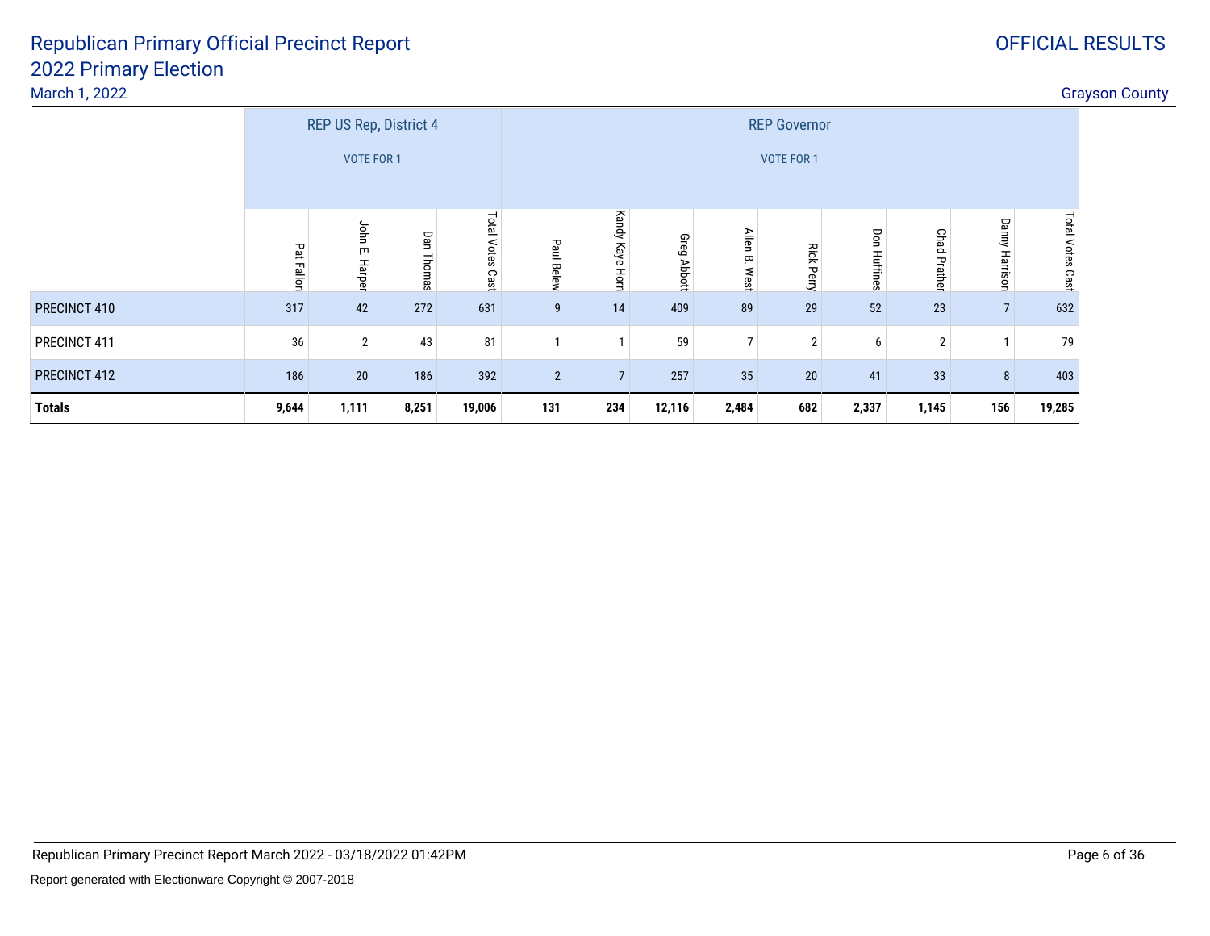# Republican Primary Official Precinct Report

## 2022 Primary Election

March 1, 2022

OFFICIAL RESULTS

Grayson County

| | REP US Rep, District 4 VOTE FOR 1 | | | | REP Governor VOTE FOR 1 | | | | | | | | |
|---|---|---|---|---|---|---|---|---|---|---|---|---|---|
| | Pat Fallon | John E. Harper | Dan Thomas | Total Votes Cast | Paul Belew | Kandy Kaye Horn | Greg Abbott | Allen B. West | Rick Perry | Don Huffines | Chad Prather | Danny Harrison | Total Votes Cast |
| PRECINCT 410 | 317 | 42 | 272 | 631 | 9 | 14 | 409 | 89 | 29 | 52 | 23 | 7 | 632 |
| PRECINCT 411 | 36 | 2 | 43 | 81 | 1 | 1 | 59 | 7 | 2 | 6 | 2 | 1 | 79 |
| PRECINCT 412 | 186 | 20 | 186 | 392 | 2 | 7 | 257 | 35 | 20 | 41 | 33 | 8 | 403 |
| **Totals** | **9,644** | **1,111** | **8,251** | **19,006** | **131** | **234** | **12,116** | **2,484** | **682** | **2,337** | **1,145** | **156** | **19,285** |

Republican Primary Precinct Report March 2022 - 03/18/2022 01:42PM

Report generated with Electionware Copyright © 2007-2018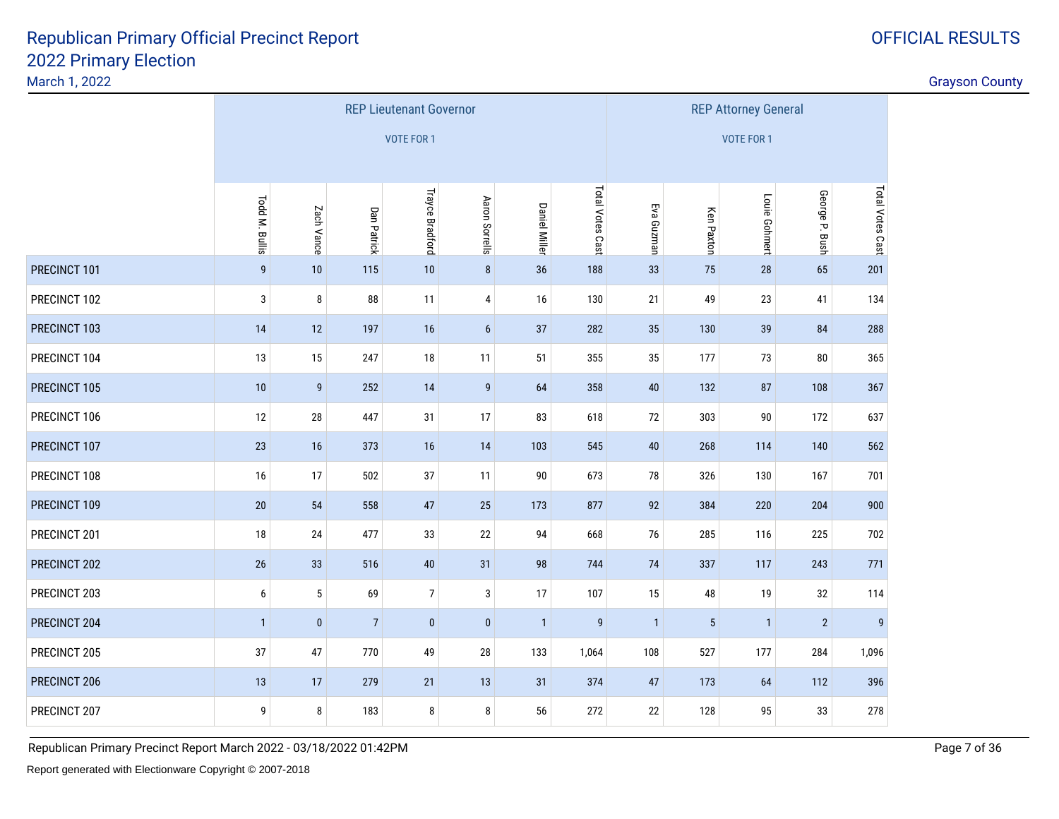# Republican Primary Official Precinct Report
## 2022 Primary Election

March 1, 2022

OFFICIAL RESULTS

Grayson County

| | REP Lieutenant Governor VOTE FOR 1 | | | | | | | REP Attorney General VOTE FOR 1 | | | | |
|---|---|---|---|---|---|---|---|---|---|---|---|---|
| | Todd M. Bullis | Zach Vance | Dan Patrick | Trayce Bradford | Aaron Sorrells | Daniel Miller | Total Votes Cast | Eva Guzman | Ken Paxton | Louie Gohmert | George P. Bush | Total Votes Cast |
| PRECINCT 101 | 9 | 10 | 115 | 10 | 8 | 36 | 188 | 33 | 75 | 28 | 65 | 201 |
| PRECINCT 102 | 3 | 8 | 88 | 11 | 4 | 16 | 130 | 21 | 49 | 23 | 41 | 134 |
| PRECINCT 103 | 14 | 12 | 197 | 16 | 6 | 37 | 282 | 35 | 130 | 39 | 84 | 288 |
| PRECINCT 104 | 13 | 15 | 247 | 18 | 11 | 51 | 355 | 35 | 177 | 73 | 80 | 365 |
| PRECINCT 105 | 10 | 9 | 252 | 14 | 9 | 64 | 358 | 40 | 132 | 87 | 108 | 367 |
| PRECINCT 106 | 12 | 28 | 447 | 31 | 17 | 83 | 618 | 72 | 303 | 90 | 172 | 637 |
| PRECINCT 107 | 23 | 16 | 373 | 16 | 14 | 103 | 545 | 40 | 268 | 114 | 140 | 562 |
| PRECINCT 108 | 16 | 17 | 502 | 37 | 11 | 90 | 673 | 78 | 326 | 130 | 167 | 701 |
| PRECINCT 109 | 20 | 54 | 558 | 47 | 25 | 173 | 877 | 92 | 384 | 220 | 204 | 900 |
| PRECINCT 201 | 18 | 24 | 477 | 33 | 22 | 94 | 668 | 76 | 285 | 116 | 225 | 702 |
| PRECINCT 202 | 26 | 33 | 516 | 40 | 31 | 98 | 744 | 74 | 337 | 117 | 243 | 771 |
| PRECINCT 203 | 6 | 5 | 69 | 7 | 3 | 17 | 107 | 15 | 48 | 19 | 32 | 114 |
| PRECINCT 204 | 1 | 0 | 7 | 0 | 0 | 1 | 9 | 1 | 5 | 1 | 2 | 9 |
| PRECINCT 205 | 37 | 47 | 770 | 49 | 28 | 133 | 1,064 | 108 | 527 | 177 | 284 | 1,096 |
| PRECINCT 206 | 13 | 17 | 279 | 21 | 13 | 31 | 374 | 47 | 173 | 64 | 112 | 396 |
| PRECINCT 207 | 9 | 8 | 183 | 8 | 8 | 56 | 272 | 22 | 128 | 95 | 33 | 278 |

Republican Primary Precinct Report March 2022 - 03/18/2022 01:42PM

Report generated with Electionware Copyright © 2007-2018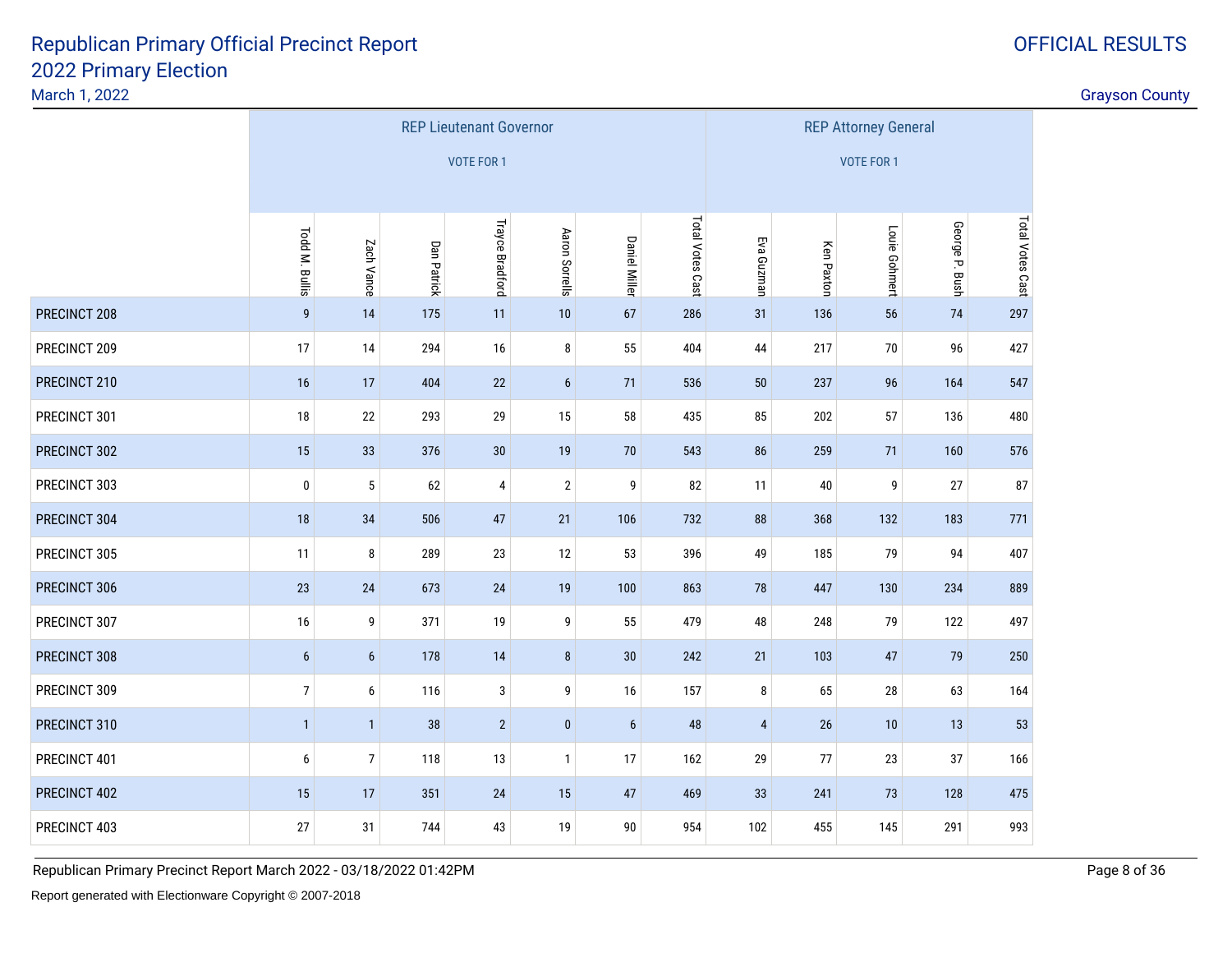# Republican Primary Official Precinct Report
## 2022 Primary Election

March 1, 2022

OFFICIAL RESULTS

Grayson County

| | REP Lieutenant Governor VOTE FOR 1 | | | | | | | REP Attorney General VOTE FOR 1 | | | | |
|---|---|---|---|---|---|---|---|---|---|---|---|---|
| | Todd M. Bullis | Zach Vance | Dan Patrick | Trayce Bradford | Aaron Sorrells | Daniel Miller | Total Votes Cast | Eva Guzman | Ken Paxton | Louie Gohmert | George P. Bush | Total Votes Cast |
| PRECINCT 208 | 9 | 14 | 175 | 11 | 10 | 67 | 286 | 31 | 136 | 56 | 74 | 297 |
| PRECINCT 209 | 17 | 14 | 294 | 16 | 8 | 55 | 404 | 44 | 217 | 70 | 96 | 427 |
| PRECINCT 210 | 16 | 17 | 404 | 22 | 6 | 71 | 536 | 50 | 237 | 96 | 164 | 547 |
| PRECINCT 301 | 18 | 22 | 293 | 29 | 15 | 58 | 435 | 85 | 202 | 57 | 136 | 480 |
| PRECINCT 302 | 15 | 33 | 376 | 30 | 19 | 70 | 543 | 86 | 259 | 71 | 160 | 576 |
| PRECINCT 303 | 0 | 5 | 62 | 4 | 2 | 9 | 82 | 11 | 40 | 9 | 27 | 87 |
| PRECINCT 304 | 18 | 34 | 506 | 47 | 21 | 106 | 732 | 88 | 368 | 132 | 183 | 771 |
| PRECINCT 305 | 11 | 8 | 289 | 23 | 12 | 53 | 396 | 49 | 185 | 79 | 94 | 407 |
| PRECINCT 306 | 23 | 24 | 673 | 24 | 19 | 100 | 863 | 78 | 447 | 130 | 234 | 889 |
| PRECINCT 307 | 16 | 9 | 371 | 19 | 9 | 55 | 479 | 48 | 248 | 79 | 122 | 497 |
| PRECINCT 308 | 6 | 6 | 178 | 14 | 8 | 30 | 242 | 21 | 103 | 47 | 79 | 250 |
| PRECINCT 309 | 7 | 6 | 116 | 3 | 9 | 16 | 157 | 8 | 65 | 28 | 63 | 164 |
| PRECINCT 310 | 1 | 1 | 38 | 2 | 0 | 6 | 48 | 4 | 26 | 10 | 13 | 53 |
| PRECINCT 401 | 6 | 7 | 118 | 13 | 1 | 17 | 162 | 29 | 77 | 23 | 37 | 166 |
| PRECINCT 402 | 15 | 17 | 351 | 24 | 15 | 47 | 469 | 33 | 241 | 73 | 128 | 475 |
| PRECINCT 403 | 27 | 31 | 744 | 43 | 19 | 90 | 954 | 102 | 455 | 145 | 291 | 993 |

Republican Primary Precinct Report March 2022 - 03/18/2022 01:42PM

Report generated with Electionware Copyright © 2007-2018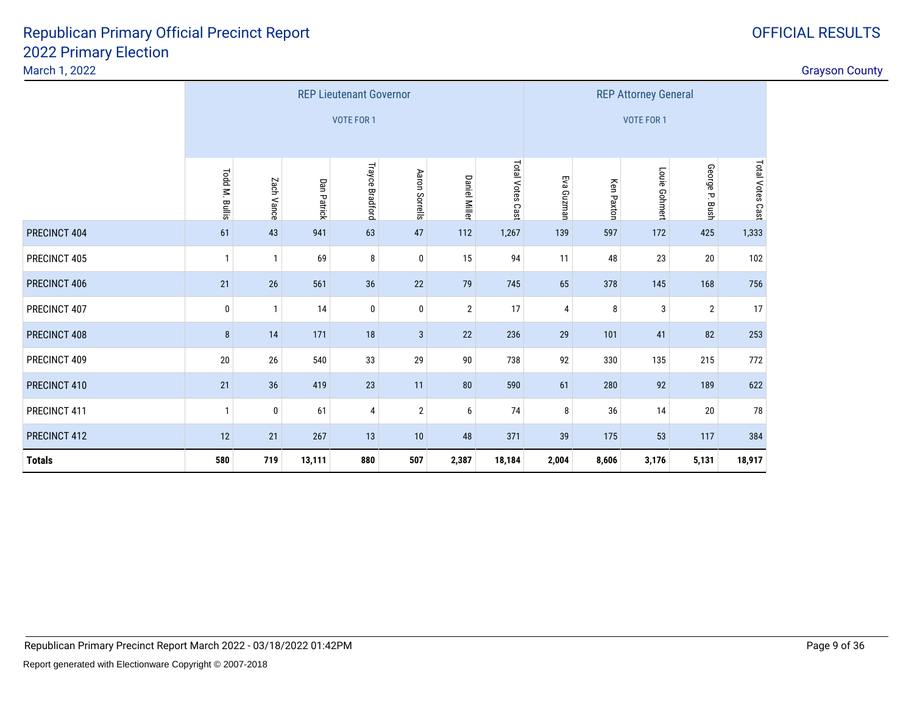# Republican Primary Official Precinct Report
## 2022 Primary Election

March 1, 2022

OFFICIAL RESULTS

Grayson County

| | REP Lieutenant Governor VOTE FOR 1 | | | | | | | REP Attorney General VOTE FOR 1 | | | | |
|---|---|---|---|---|---|---|---|---|---|---|---|---|
| | Todd M. Bullis | Zach Vance | Dan Patrick | Trayce Bradford | Aaron Sorrells | Daniel Miller | Total Votes Cast | Eva Guzman | Ken Paxton | Louie Gohmert | George P. Bush | Total Votes Cast |
| PRECINCT 404 | 61 | 43 | 941 | 63 | 47 | 112 | 1,267 | 139 | 597 | 172 | 425 | 1,333 |
| PRECINCT 405 | 1 | 1 | 69 | 8 | 0 | 15 | 94 | 11 | 48 | 23 | 20 | 102 |
| PRECINCT 406 | 21 | 26 | 561 | 36 | 22 | 79 | 745 | 65 | 378 | 145 | 168 | 756 |
| PRECINCT 407 | 0 | 1 | 14 | 0 | 0 | 2 | 17 | 4 | 8 | 3 | 2 | 17 |
| PRECINCT 408 | 8 | 14 | 171 | 18 | 3 | 22 | 236 | 29 | 101 | 41 | 82 | 253 |
| PRECINCT 409 | 20 | 26 | 540 | 33 | 29 | 90 | 738 | 92 | 330 | 135 | 215 | 772 |
| PRECINCT 410 | 21 | 36 | 419 | 23 | 11 | 80 | 590 | 61 | 280 | 92 | 189 | 622 |
| PRECINCT 411 | 1 | 0 | 61 | 4 | 2 | 6 | 74 | 8 | 36 | 14 | 20 | 78 |
| PRECINCT 412 | 12 | 21 | 267 | 13 | 10 | 48 | 371 | 39 | 175 | 53 | 117 | 384 |
| **Totals** | **580** | **719** | **13,111** | **880** | **507** | **2,387** | **18,184** | **2,004** | **8,606** | **3,176** | **5,131** | **18,917** |

Republican Primary Precinct Report March 2022 - 03/18/2022 01:42PM

Report generated with Electionware Copyright © 2007-2018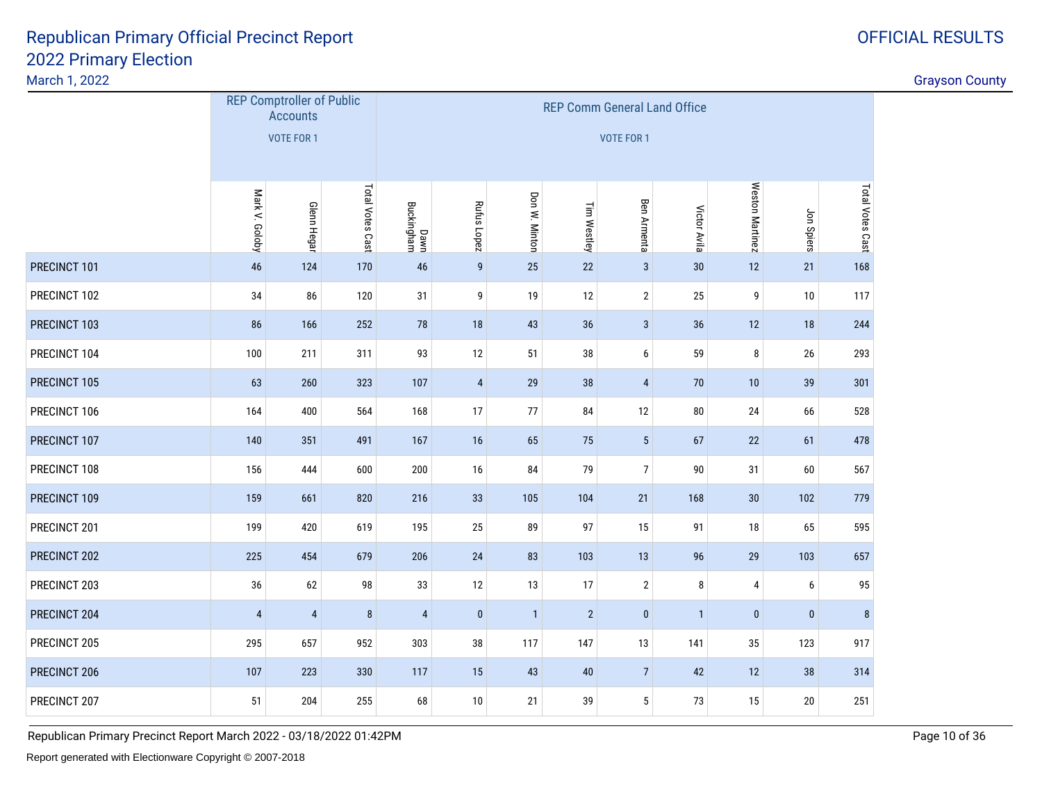# Republican Primary Official Precinct Report 2022 Primary Election

March 1, 2022

OFFICIAL RESULTS

Grayson County

| | REP Comptroller of Public Accounts VOTE FOR 1 | | | REP Comm General Land Office VOTE FOR 1 | | | | | | | | |
|---|---|---|---|---|---|---|---|---|---|---|---|---|
| | Mark V. Goloby | Glenn Hegar | Total Votes Cast | Dawn Buckingham | Rufus Lopez | Don W. Minton | Tim Westley | Ben Armenta | Victor Avila | Weston Martinez | Jon Spiers | Total Votes Cast |
| PRECINCT 101 | 46 | 124 | 170 | 46 | 9 | 25 | 22 | 3 | 30 | 12 | 21 | 168 |
| PRECINCT 102 | 34 | 86 | 120 | 31 | 9 | 19 | 12 | 2 | 25 | 9 | 10 | 117 |
| PRECINCT 103 | 86 | 166 | 252 | 78 | 18 | 43 | 36 | 3 | 36 | 12 | 18 | 244 |
| PRECINCT 104 | 100 | 211 | 311 | 93 | 12 | 51 | 38 | 6 | 59 | 8 | 26 | 293 |
| PRECINCT 105 | 63 | 260 | 323 | 107 | 4 | 29 | 38 | 4 | 70 | 10 | 39 | 301 |
| PRECINCT 106 | 164 | 400 | 564 | 168 | 17 | 77 | 84 | 12 | 80 | 24 | 66 | 528 |
| PRECINCT 107 | 140 | 351 | 491 | 167 | 16 | 65 | 75 | 5 | 67 | 22 | 61 | 478 |
| PRECINCT 108 | 156 | 444 | 600 | 200 | 16 | 84 | 79 | 7 | 90 | 31 | 60 | 567 |
| PRECINCT 109 | 159 | 661 | 820 | 216 | 33 | 105 | 104 | 21 | 168 | 30 | 102 | 779 |
| PRECINCT 201 | 199 | 420 | 619 | 195 | 25 | 89 | 97 | 15 | 91 | 18 | 65 | 595 |
| PRECINCT 202 | 225 | 454 | 679 | 206 | 24 | 83 | 103 | 13 | 96 | 29 | 103 | 657 |
| PRECINCT 203 | 36 | 62 | 98 | 33 | 12 | 13 | 17 | 2 | 8 | 4 | 6 | 95 |
| PRECINCT 204 | 4 | 4 | 8 | 4 | 0 | 1 | 2 | 0 | 1 | 0 | 0 | 8 |
| PRECINCT 205 | 295 | 657 | 952 | 303 | 38 | 117 | 147 | 13 | 141 | 35 | 123 | 917 |
| PRECINCT 206 | 107 | 223 | 330 | 117 | 15 | 43 | 40 | 7 | 42 | 12 | 38 | 314 |
| PRECINCT 207 | 51 | 204 | 255 | 68 | 10 | 21 | 39 | 5 | 73 | 15 | 20 | 251 |

Republican Primary Precinct Report March 2022 - 03/18/2022 01:42PM

Report generated with Electionware Copyright © 2007-2018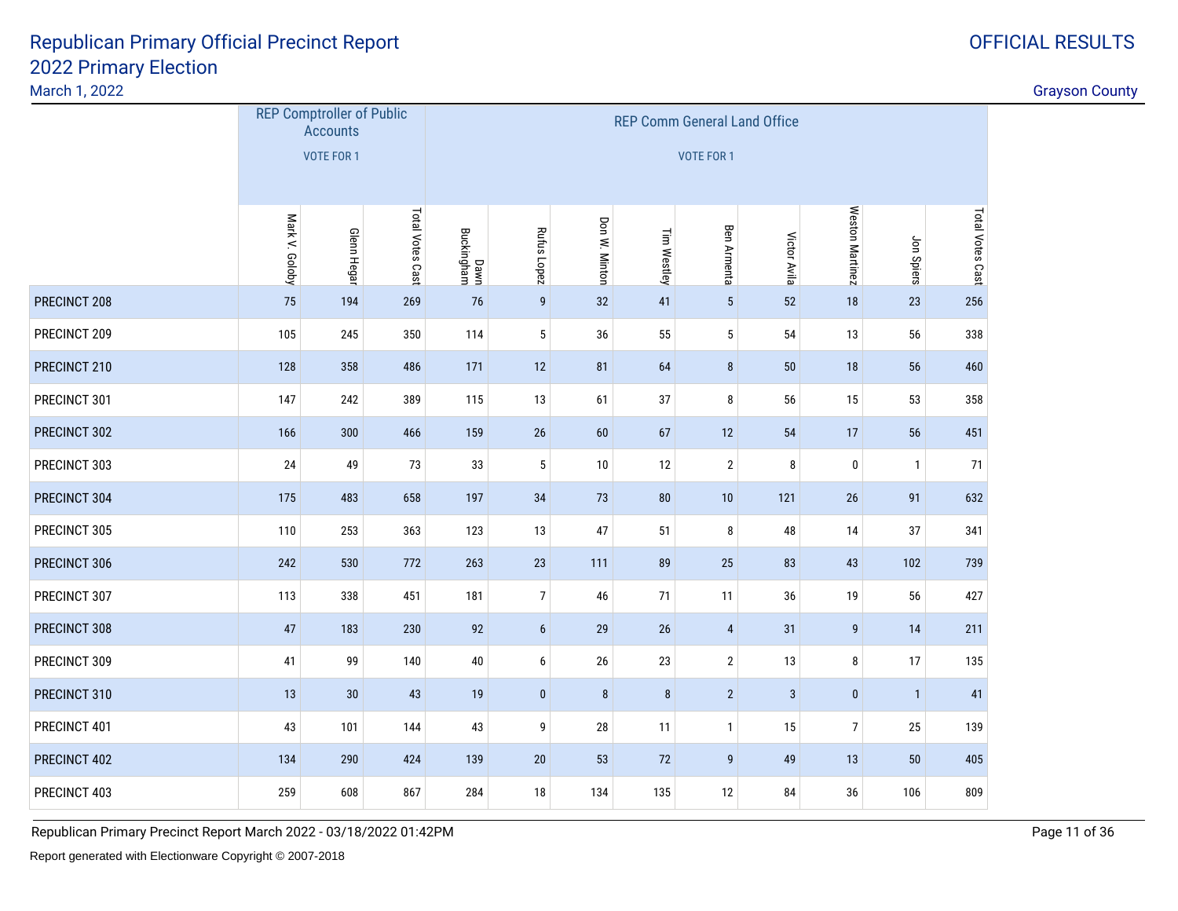# Republican Primary Official Precinct Report
# 2022 Primary Election

March 1, 2022

OFFICIAL RESULTS

Grayson County

| | REP Comptroller of Public Accounts VOTE FOR 1 | | | REP Comm General Land Office VOTE FOR 1 | | | | | | | | |
|---|---|---|---|---|---|---|---|---|---|---|---|---|
| | Mark V. Goloby | Glenn Hegar | Total Votes Cast | Dawn Buckingham | Rufus Lopez | Don W. Minton | Tim Westley | Ben Armenta | Victor Avila | Weston Martinez | Jon Spiers | Total Votes Cast |
| PRECINCT 208 | 75 | 194 | 269 | 76 | 9 | 32 | 41 | 5 | 52 | 18 | 23 | 256 |
| PRECINCT 209 | 105 | 245 | 350 | 114 | 5 | 36 | 55 | 5 | 54 | 13 | 56 | 338 |
| PRECINCT 210 | 128 | 358 | 486 | 171 | 12 | 81 | 64 | 8 | 50 | 18 | 56 | 460 |
| PRECINCT 301 | 147 | 242 | 389 | 115 | 13 | 61 | 37 | 8 | 56 | 15 | 53 | 358 |
| PRECINCT 302 | 166 | 300 | 466 | 159 | 26 | 60 | 67 | 12 | 54 | 17 | 56 | 451 |
| PRECINCT 303 | 24 | 49 | 73 | 33 | 5 | 10 | 12 | 2 | 8 | 0 | 1 | 71 |
| PRECINCT 304 | 175 | 483 | 658 | 197 | 34 | 73 | 80 | 10 | 121 | 26 | 91 | 632 |
| PRECINCT 305 | 110 | 253 | 363 | 123 | 13 | 47 | 51 | 8 | 48 | 14 | 37 | 341 |
| PRECINCT 306 | 242 | 530 | 772 | 263 | 23 | 111 | 89 | 25 | 83 | 43 | 102 | 739 |
| PRECINCT 307 | 113 | 338 | 451 | 181 | 7 | 46 | 71 | 11 | 36 | 19 | 56 | 427 |
| PRECINCT 308 | 47 | 183 | 230 | 92 | 6 | 29 | 26 | 4 | 31 | 9 | 14 | 211 |
| PRECINCT 309 | 41 | 99 | 140 | 40 | 6 | 26 | 23 | 2 | 13 | 8 | 17 | 135 |
| PRECINCT 310 | 13 | 30 | 43 | 19 | 0 | 8 | 8 | 2 | 3 | 0 | 1 | 41 |
| PRECINCT 401 | 43 | 101 | 144 | 43 | 9 | 28 | 11 | 1 | 15 | 7 | 25 | 139 |
| PRECINCT 402 | 134 | 290 | 424 | 139 | 20 | 53 | 72 | 9 | 49 | 13 | 50 | 405 |
| PRECINCT 403 | 259 | 608 | 867 | 284 | 18 | 134 | 135 | 12 | 84 | 36 | 106 | 809 |

Republican Primary Precinct Report March 2022 - 03/18/2022 01:42PM

Report generated with Electionware Copyright © 2007-2018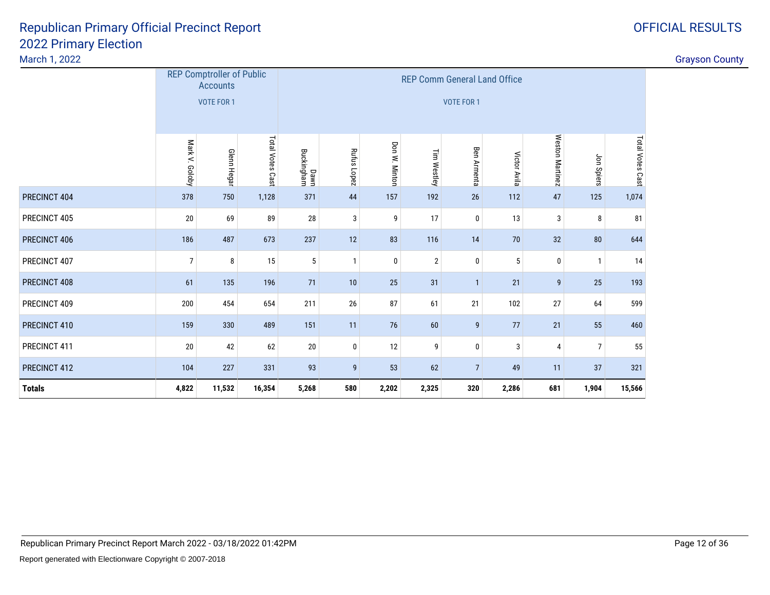# Republican Primary Official Precinct Report
## 2022 Primary Election
March 1, 2022

OFFICIAL RESULTS

Grayson County

| | REP Comptroller of Public Accounts VOTE FOR 1 | | | REP Comm General Land Office VOTE FOR 1 | | | | | | | | |
|---|---|---|---|---|---|---|---|---|---|---|---|---|
| | Mark V. Goloby | Glenn Hegar | Total Votes Cast | Dawn Buckingham | Rufus Lopez | Don W. Minton | Tim Westley | Ben Armenta | Victor Avila | Weston Martinez | Jon Spiers | Total Votes Cast |
| PRECINCT 404 | 378 | 750 | 1,128 | 371 | 44 | 157 | 192 | 26 | 112 | 47 | 125 | 1,074 |
| PRECINCT 405 | 20 | 69 | 89 | 28 | 3 | 9 | 17 | 0 | 13 | 3 | 8 | 81 |
| PRECINCT 406 | 186 | 487 | 673 | 237 | 12 | 83 | 116 | 14 | 70 | 32 | 80 | 644 |
| PRECINCT 407 | 7 | 8 | 15 | 5 | 1 | 0 | 2 | 0 | 5 | 0 | 1 | 14 |
| PRECINCT 408 | 61 | 135 | 196 | 71 | 10 | 25 | 31 | 1 | 21 | 9 | 25 | 193 |
| PRECINCT 409 | 200 | 454 | 654 | 211 | 26 | 87 | 61 | 21 | 102 | 27 | 64 | 599 |
| PRECINCT 410 | 159 | 330 | 489 | 151 | 11 | 76 | 60 | 9 | 77 | 21 | 55 | 460 |
| PRECINCT 411 | 20 | 42 | 62 | 20 | 0 | 12 | 9 | 0 | 3 | 4 | 7 | 55 |
| PRECINCT 412 | 104 | 227 | 331 | 93 | 9 | 53 | 62 | 7 | 49 | 11 | 37 | 321 |
| **Totals** | **4,822** | **11,532** | **16,354** | **5,268** | **580** | **2,202** | **2,325** | **320** | **2,286** | **681** | **1,904** | **15,566** |

Republican Primary Precinct Report March 2022 - 03/18/2022 01:42PM

Report generated with Electionware Copyright © 2007-2018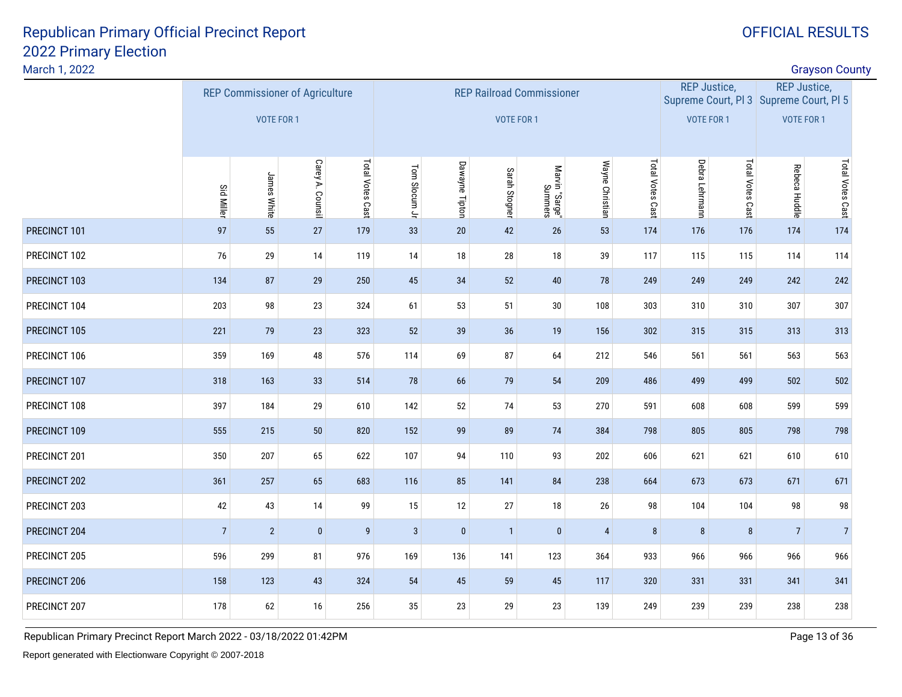# Republican Primary Official Precinct Report
## 2022 Primary Election

March 1, 2022

OFFICIAL RESULTS

Grayson County

| | REP Commissioner of Agriculture VOTE FOR 1 | | | | REP Railroad Commissioner VOTE FOR 1 | | | | | | REP Justice, Supreme Court, Pl 3 VOTE FOR 1 | | REP Justice, Supreme Court, Pl 5 VOTE FOR 1 | |
|---|---|---|---|---|---|---|---|---|---|---|---|---|---|---|
| | Sid Miller | James White | Carey A. Counsil | Total Votes Cast | Tom Slocum Jr | Dawayne Tipton | Sarah Stogner | Marvin "Sarge" Summers | Wayne Christian | Total Votes Cast | Debra Lehrmann | Total Votes Cast | Rebeca Huddle | Total Votes Cast |
| PRECINCT 101 | 97 | 55 | 27 | 179 | 33 | 20 | 42 | 26 | 53 | 174 | 176 | 176 | 174 | 174 |
| PRECINCT 102 | 76 | 29 | 14 | 119 | 14 | 18 | 28 | 18 | 39 | 117 | 115 | 115 | 114 | 114 |
| PRECINCT 103 | 134 | 87 | 29 | 250 | 45 | 34 | 52 | 40 | 78 | 249 | 249 | 249 | 242 | 242 |
| PRECINCT 104 | 203 | 98 | 23 | 324 | 61 | 53 | 51 | 30 | 108 | 303 | 310 | 310 | 307 | 307 |
| PRECINCT 105 | 221 | 79 | 23 | 323 | 52 | 39 | 36 | 19 | 156 | 302 | 315 | 315 | 313 | 313 |
| PRECINCT 106 | 359 | 169 | 48 | 576 | 114 | 69 | 87 | 64 | 212 | 546 | 561 | 561 | 563 | 563 |
| PRECINCT 107 | 318 | 163 | 33 | 514 | 78 | 66 | 79 | 54 | 209 | 486 | 499 | 499 | 502 | 502 |
| PRECINCT 108 | 397 | 184 | 29 | 610 | 142 | 52 | 74 | 53 | 270 | 591 | 608 | 608 | 599 | 599 |
| PRECINCT 109 | 555 | 215 | 50 | 820 | 152 | 99 | 89 | 74 | 384 | 798 | 805 | 805 | 798 | 798 |
| PRECINCT 201 | 350 | 207 | 65 | 622 | 107 | 94 | 110 | 93 | 202 | 606 | 621 | 621 | 610 | 610 |
| PRECINCT 202 | 361 | 257 | 65 | 683 | 116 | 85 | 141 | 84 | 238 | 664 | 673 | 673 | 671 | 671 |
| PRECINCT 203 | 42 | 43 | 14 | 99 | 15 | 12 | 27 | 18 | 26 | 98 | 104 | 104 | 98 | 98 |
| PRECINCT 204 | 7 | 2 | 0 | 9 | 3 | 0 | 1 | 0 | 4 | 8 | 8 | 8 | 7 | 7 |
| PRECINCT 205 | 596 | 299 | 81 | 976 | 169 | 136 | 141 | 123 | 364 | 933 | 966 | 966 | 966 | 966 |
| PRECINCT 206 | 158 | 123 | 43 | 324 | 54 | 45 | 59 | 45 | 117 | 320 | 331 | 331 | 341 | 341 |
| PRECINCT 207 | 178 | 62 | 16 | 256 | 35 | 23 | 29 | 23 | 139 | 249 | 239 | 239 | 238 | 238 |

Republican Primary Precinct Report March 2022 - 03/18/2022 01:42PM

Report generated with Electionware Copyright © 2007-2018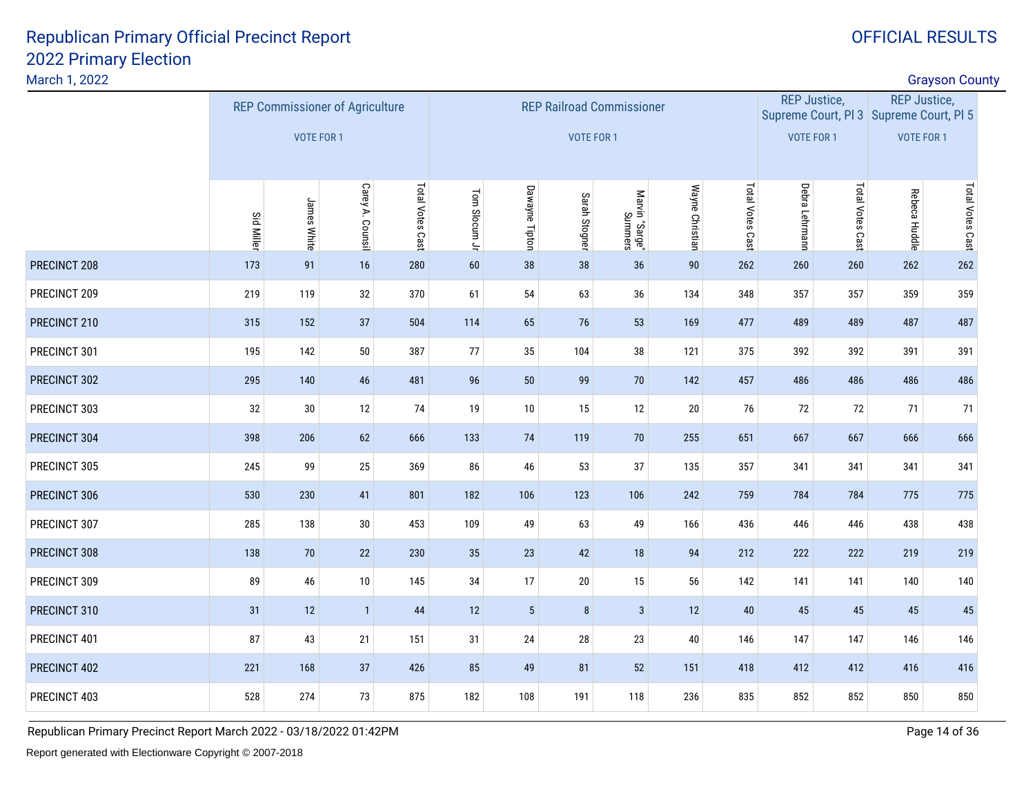# Republican Primary Official Precinct Report

## 2022 Primary Election

March 1, 2022

OFFICIAL RESULTS

Grayson County

| | REP Commissioner of Agriculture VOTE FOR 1 | | | | REP Railroad Commissioner VOTE FOR 1 | | | | | | REP Justice, Supreme Court, Pl 3 VOTE FOR 1 | | REP Justice, Supreme Court, Pl 5 VOTE FOR 1 | |
|---|---|---|---|---|---|---|---|---|---|---|---|---|---|---|
| | Sid Miller | James White | Carey A. Counsil | Total Votes Cast | Tom Slocum Jr | Dawayne Tipton | Sarah Stogner | Marvin "Sarge" Summers | Wayne Christian | Total Votes Cast | Debra Lehrmann | Total Votes Cast | Rebeca Huddle | Total Votes Cast |
| PRECINCT 208 | 173 | 91 | 16 | 280 | 60 | 38 | 38 | 36 | 90 | 262 | 260 | 260 | 262 | 262 |
| PRECINCT 209 | 219 | 119 | 32 | 370 | 61 | 54 | 63 | 36 | 134 | 348 | 357 | 357 | 359 | 359 |
| PRECINCT 210 | 315 | 152 | 37 | 504 | 114 | 65 | 76 | 53 | 169 | 477 | 489 | 489 | 487 | 487 |
| PRECINCT 301 | 195 | 142 | 50 | 387 | 77 | 35 | 104 | 38 | 121 | 375 | 392 | 392 | 391 | 391 |
| PRECINCT 302 | 295 | 140 | 46 | 481 | 96 | 50 | 99 | 70 | 142 | 457 | 486 | 486 | 486 | 486 |
| PRECINCT 303 | 32 | 30 | 12 | 74 | 19 | 10 | 15 | 12 | 20 | 76 | 72 | 72 | 71 | 71 |
| PRECINCT 304 | 398 | 206 | 62 | 666 | 133 | 74 | 119 | 70 | 255 | 651 | 667 | 667 | 666 | 666 |
| PRECINCT 305 | 245 | 99 | 25 | 369 | 86 | 46 | 53 | 37 | 135 | 357 | 341 | 341 | 341 | 341 |
| PRECINCT 306 | 530 | 230 | 41 | 801 | 182 | 106 | 123 | 106 | 242 | 759 | 784 | 784 | 775 | 775 |
| PRECINCT 307 | 285 | 138 | 30 | 453 | 109 | 49 | 63 | 49 | 166 | 436 | 446 | 446 | 438 | 438 |
| PRECINCT 308 | 138 | 70 | 22 | 230 | 35 | 23 | 42 | 18 | 94 | 212 | 222 | 222 | 219 | 219 |
| PRECINCT 309 | 89 | 46 | 10 | 145 | 34 | 17 | 20 | 15 | 56 | 142 | 141 | 141 | 140 | 140 |
| PRECINCT 310 | 31 | 12 | 1 | 44 | 12 | 5 | 8 | 3 | 12 | 40 | 45 | 45 | 45 | 45 |
| PRECINCT 401 | 87 | 43 | 21 | 151 | 31 | 24 | 28 | 23 | 40 | 146 | 147 | 147 | 146 | 146 |
| PRECINCT 402 | 221 | 168 | 37 | 426 | 85 | 49 | 81 | 52 | 151 | 418 | 412 | 412 | 416 | 416 |
| PRECINCT 403 | 528 | 274 | 73 | 875 | 182 | 108 | 191 | 118 | 236 | 835 | 852 | 852 | 850 | 850 |

Republican Primary Precinct Report March 2022 - 03/18/2022 01:42PM

Report generated with Electionware Copyright © 2007-2018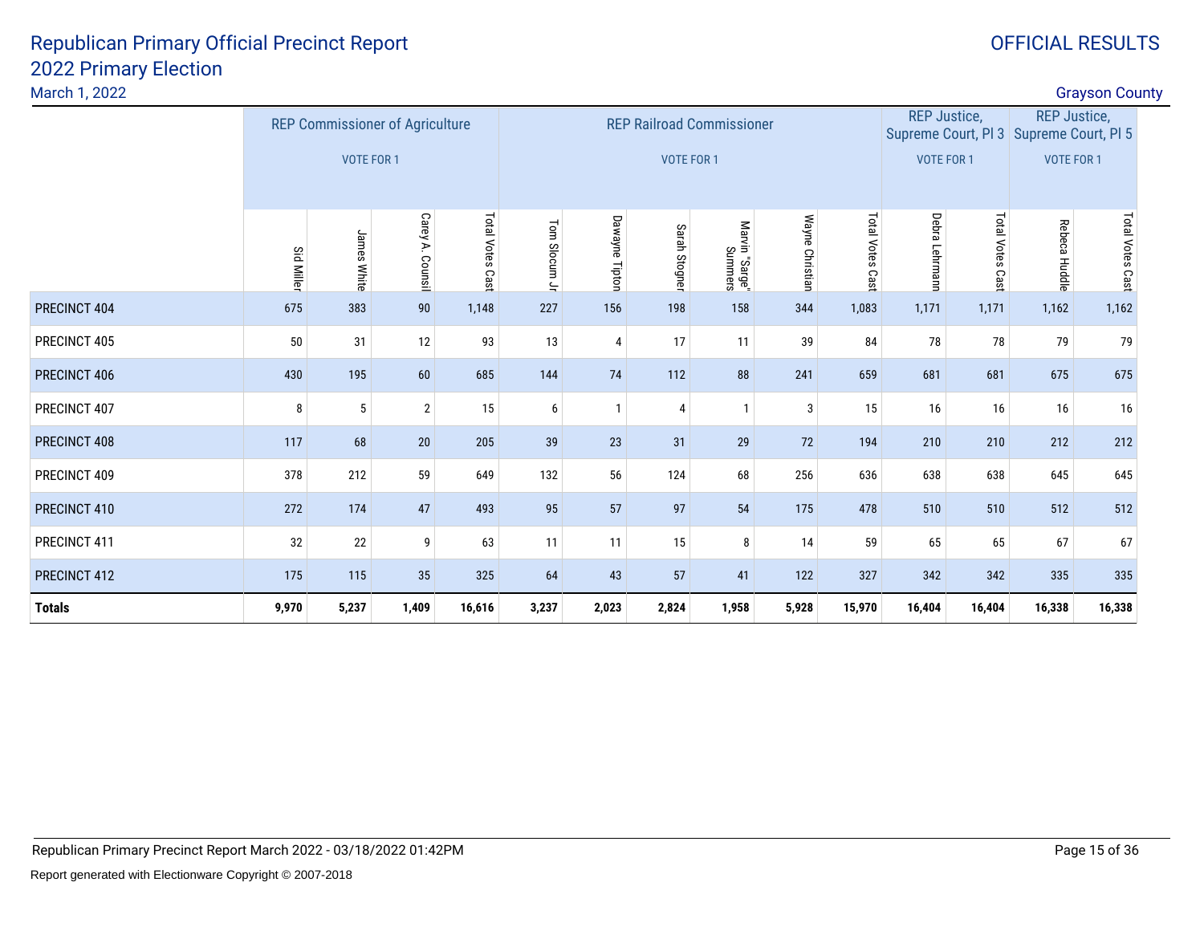# Republican Primary Official Precinct Report
## 2022 Primary Election

March 1, 2022

OFFICIAL RESULTS

Grayson County

| | REP Commissioner of Agriculture VOTE FOR 1 | | | | REP Railroad Commissioner VOTE FOR 1 | | | | | | REP Justice, Supreme Court, Pl 3 VOTE FOR 1 | | REP Justice, Supreme Court, Pl 5 VOTE FOR 1 | |
|---|---|---|---|---|---|---|---|---|---|---|---|---|---|---|
| | Sid Miller | James White | Carey A. Counsil | Total Votes Cast | Tom Slocum Jr | Dawayne Tipton | Sarah Stogner | Marvin "Sarge" Summers | Wayne Christian | Total Votes Cast | Debra Lehrmann | Total Votes Cast | Rebeca Huddle | Total Votes Cast |
| PRECINCT 404 | 675 | 383 | 90 | 1,148 | 227 | 156 | 198 | 158 | 344 | 1,083 | 1,171 | 1,171 | 1,162 | 1,162 |
| PRECINCT 405 | 50 | 31 | 12 | 93 | 13 | 4 | 17 | 11 | 39 | 84 | 78 | 78 | 79 | 79 |
| PRECINCT 406 | 430 | 195 | 60 | 685 | 144 | 74 | 112 | 88 | 241 | 659 | 681 | 681 | 675 | 675 |
| PRECINCT 407 | 8 | 5 | 2 | 15 | 6 | 1 | 4 | 1 | 3 | 15 | 16 | 16 | 16 | 16 |
| PRECINCT 408 | 117 | 68 | 20 | 205 | 39 | 23 | 31 | 29 | 72 | 194 | 210 | 210 | 212 | 212 |
| PRECINCT 409 | 378 | 212 | 59 | 649 | 132 | 56 | 124 | 68 | 256 | 636 | 638 | 638 | 645 | 645 |
| PRECINCT 410 | 272 | 174 | 47 | 493 | 95 | 57 | 97 | 54 | 175 | 478 | 510 | 510 | 512 | 512 |
| PRECINCT 411 | 32 | 22 | 9 | 63 | 11 | 11 | 15 | 8 | 14 | 59 | 65 | 65 | 67 | 67 |
| PRECINCT 412 | 175 | 115 | 35 | 325 | 64 | 43 | 57 | 41 | 122 | 327 | 342 | 342 | 335 | 335 |
| **Totals** | **9,970** | **5,237** | **1,409** | **16,616** | **3,237** | **2,023** | **2,824** | **1,958** | **5,928** | **15,970** | **16,404** | **16,404** | **16,338** | **16,338** |

Republican Primary Precinct Report March 2022 - 03/18/2022 01:42PM

Report generated with Electionware Copyright © 2007-2018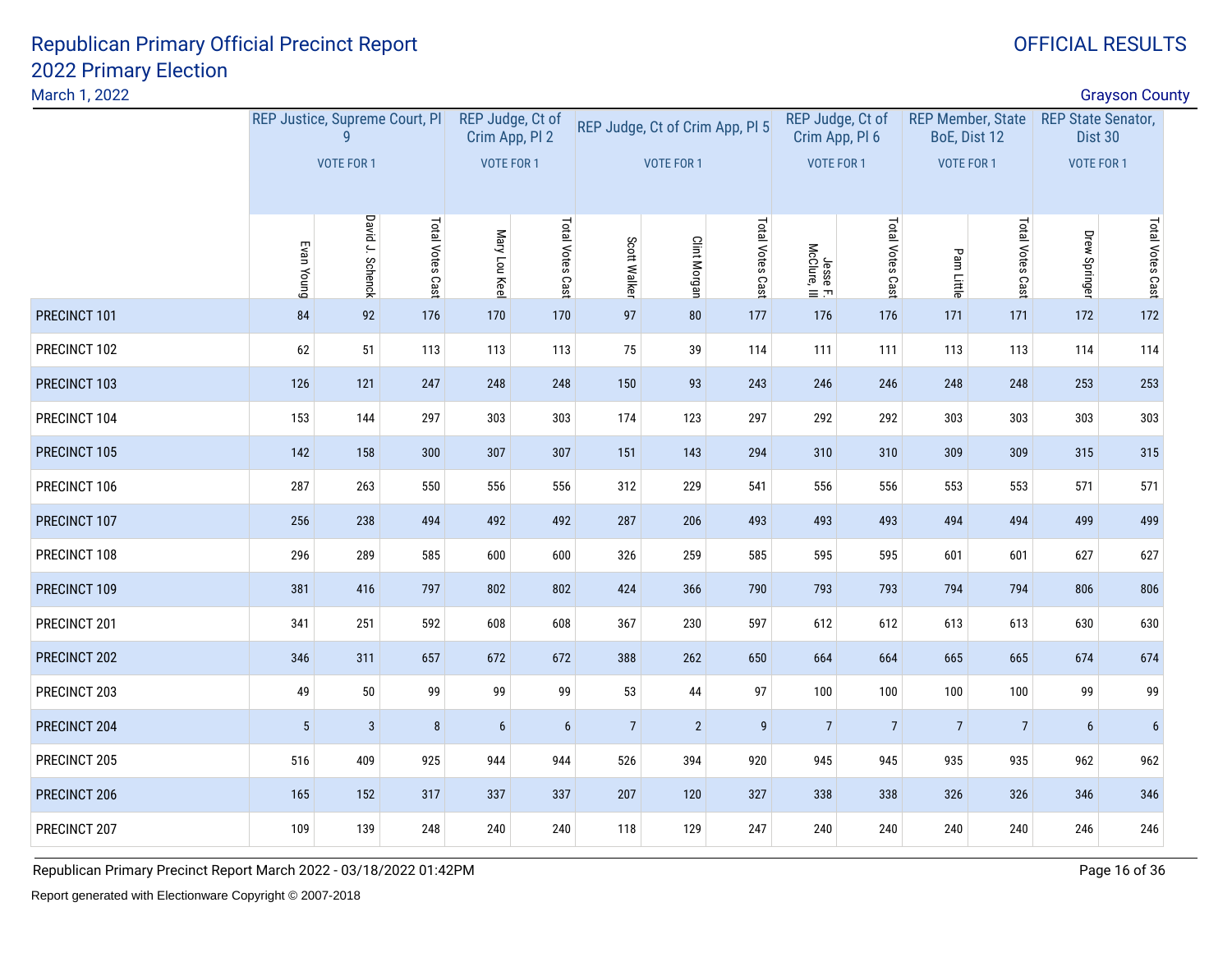# Republican Primary Official Precinct Report
# 2022 Primary Election

March 1, 2022

OFFICIAL RESULTS

Grayson County

| | REP Justice, Supreme Court, Pl 9 VOTE FOR 1 | | | REP Judge, Ct of Crim App, Pl 2 VOTE FOR 1 | | REP Judge, Ct of Crim App, Pl 5 VOTE FOR 1 | | | REP Judge, Ct of Crim App, Pl 6 VOTE FOR 1 | | REP Member, State BoE, Dist 12 VOTE FOR 1 | | REP State Senator, Dist 30 VOTE FOR 1 | |
|---|---|---|---|---|---|---|---|---|---|---|---|---|---|---|
| | Evan Young | David J. Schenck | Total Votes Cast | Mary Lou Keel | Total Votes Cast | Scott Walker | Clint Morgan | Total Votes Cast | Jesse F. McClure, III | Total Votes Cast | Pam Little | Total Votes Cast | Drew Springer | Total Votes Cast |
| PRECINCT 101 | 84 | 92 | 176 | 170 | 170 | 97 | 80 | 177 | 176 | 176 | 171 | 171 | 172 | 172 |
| PRECINCT 102 | 62 | 51 | 113 | 113 | 113 | 75 | 39 | 114 | 111 | 111 | 113 | 113 | 114 | 114 |
| PRECINCT 103 | 126 | 121 | 247 | 248 | 248 | 150 | 93 | 243 | 246 | 246 | 248 | 248 | 253 | 253 |
| PRECINCT 104 | 153 | 144 | 297 | 303 | 303 | 174 | 123 | 297 | 292 | 292 | 303 | 303 | 303 | 303 |
| PRECINCT 105 | 142 | 158 | 300 | 307 | 307 | 151 | 143 | 294 | 310 | 310 | 309 | 309 | 315 | 315 |
| PRECINCT 106 | 287 | 263 | 550 | 556 | 556 | 312 | 229 | 541 | 556 | 556 | 553 | 553 | 571 | 571 |
| PRECINCT 107 | 256 | 238 | 494 | 492 | 492 | 287 | 206 | 493 | 493 | 493 | 494 | 494 | 499 | 499 |
| PRECINCT 108 | 296 | 289 | 585 | 600 | 600 | 326 | 259 | 585 | 595 | 595 | 601 | 601 | 627 | 627 |
| PRECINCT 109 | 381 | 416 | 797 | 802 | 802 | 424 | 366 | 790 | 793 | 793 | 794 | 794 | 806 | 806 |
| PRECINCT 201 | 341 | 251 | 592 | 608 | 608 | 367 | 230 | 597 | 612 | 612 | 613 | 613 | 630 | 630 |
| PRECINCT 202 | 346 | 311 | 657 | 672 | 672 | 388 | 262 | 650 | 664 | 664 | 665 | 665 | 674 | 674 |
| PRECINCT 203 | 49 | 50 | 99 | 99 | 99 | 53 | 44 | 97 | 100 | 100 | 100 | 100 | 99 | 99 |
| PRECINCT 204 | 5 | 3 | 8 | 6 | 6 | 7 | 2 | 9 | 7 | 7 | 7 | 7 | 6 | 6 |
| PRECINCT 205 | 516 | 409 | 925 | 944 | 944 | 526 | 394 | 920 | 945 | 945 | 935 | 935 | 962 | 962 |
| PRECINCT 206 | 165 | 152 | 317 | 337 | 337 | 207 | 120 | 327 | 338 | 338 | 326 | 326 | 346 | 346 |
| PRECINCT 207 | 109 | 139 | 248 | 240 | 240 | 118 | 129 | 247 | 240 | 240 | 240 | 240 | 246 | 246 |

Republican Primary Precinct Report March 2022 - 03/18/2022 01:42PM

Report generated with Electionware Copyright © 2007-2018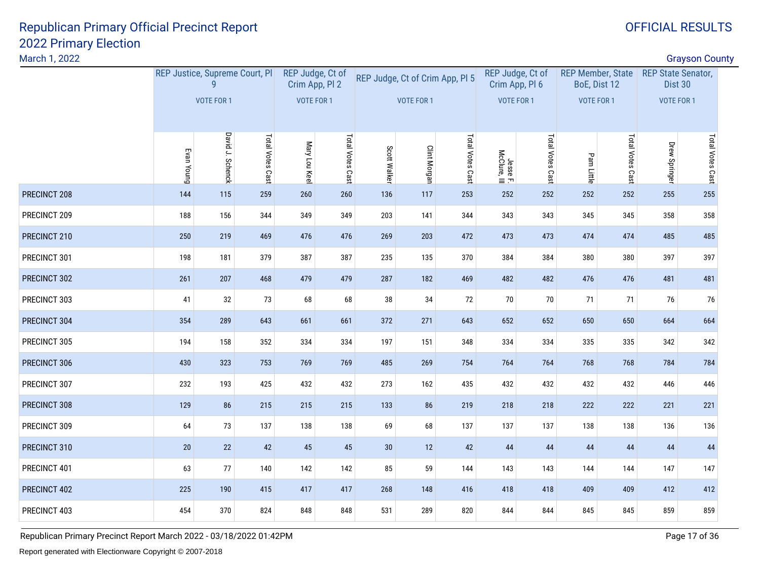# Republican Primary Official Precinct Report
# 2022 Primary Election

March 1, 2022

OFFICIAL RESULTS

Grayson County

| | REP Justice, Supreme Court, Pl 9 VOTE FOR 1 | | | REP Judge, Ct of Crim App, Pl 2 VOTE FOR 1 | | REP Judge, Ct of Crim App, Pl 5 VOTE FOR 1 | | | REP Judge, Ct of Crim App, Pl 6 VOTE FOR 1 | | REP Member, State BoE, Dist 12 VOTE FOR 1 | | REP State Senator, Dist 30 VOTE FOR 1 | |
|---|---|---|---|---|---|---|---|---|---|---|---|---|---|---|
| | Evan Young | David J. Schenck | Total Votes Cast | Mary Lou Keel | Total Votes Cast | Scott Walker | Clint Morgan | Total Votes Cast | Jesse F. McClure, III | Total Votes Cast | Pam Little | Total Votes Cast | Drew Springer | Total Votes Cast |
| PRECINCT 208 | 144 | 115 | 259 | 260 | 260 | 136 | 117 | 253 | 252 | 252 | 252 | 252 | 255 | 255 |
| PRECINCT 209 | 188 | 156 | 344 | 349 | 349 | 203 | 141 | 344 | 343 | 343 | 345 | 345 | 358 | 358 |
| PRECINCT 210 | 250 | 219 | 469 | 476 | 476 | 269 | 203 | 472 | 473 | 473 | 474 | 474 | 485 | 485 |
| PRECINCT 301 | 198 | 181 | 379 | 387 | 387 | 235 | 135 | 370 | 384 | 384 | 380 | 380 | 397 | 397 |
| PRECINCT 302 | 261 | 207 | 468 | 479 | 479 | 287 | 182 | 469 | 482 | 482 | 476 | 476 | 481 | 481 |
| PRECINCT 303 | 41 | 32 | 73 | 68 | 68 | 38 | 34 | 72 | 70 | 70 | 71 | 71 | 76 | 76 |
| PRECINCT 304 | 354 | 289 | 643 | 661 | 661 | 372 | 271 | 643 | 652 | 652 | 650 | 650 | 664 | 664 |
| PRECINCT 305 | 194 | 158 | 352 | 334 | 334 | 197 | 151 | 348 | 334 | 334 | 335 | 335 | 342 | 342 |
| PRECINCT 306 | 430 | 323 | 753 | 769 | 769 | 485 | 269 | 754 | 764 | 764 | 768 | 768 | 784 | 784 |
| PRECINCT 307 | 232 | 193 | 425 | 432 | 432 | 273 | 162 | 435 | 432 | 432 | 432 | 432 | 446 | 446 |
| PRECINCT 308 | 129 | 86 | 215 | 215 | 215 | 133 | 86 | 219 | 218 | 218 | 222 | 222 | 221 | 221 |
| PRECINCT 309 | 64 | 73 | 137 | 138 | 138 | 69 | 68 | 137 | 137 | 137 | 138 | 138 | 136 | 136 |
| PRECINCT 310 | 20 | 22 | 42 | 45 | 45 | 30 | 12 | 42 | 44 | 44 | 44 | 44 | 44 | 44 |
| PRECINCT 401 | 63 | 77 | 140 | 142 | 142 | 85 | 59 | 144 | 143 | 143 | 144 | 144 | 147 | 147 |
| PRECINCT 402 | 225 | 190 | 415 | 417 | 417 | 268 | 148 | 416 | 418 | 418 | 409 | 409 | 412 | 412 |
| PRECINCT 403 | 454 | 370 | 824 | 848 | 848 | 531 | 289 | 820 | 844 | 844 | 845 | 845 | 859 | 859 |

Republican Primary Precinct Report March 2022 - 03/18/2022 01:42PM

Report generated with Electionware Copyright © 2007-2018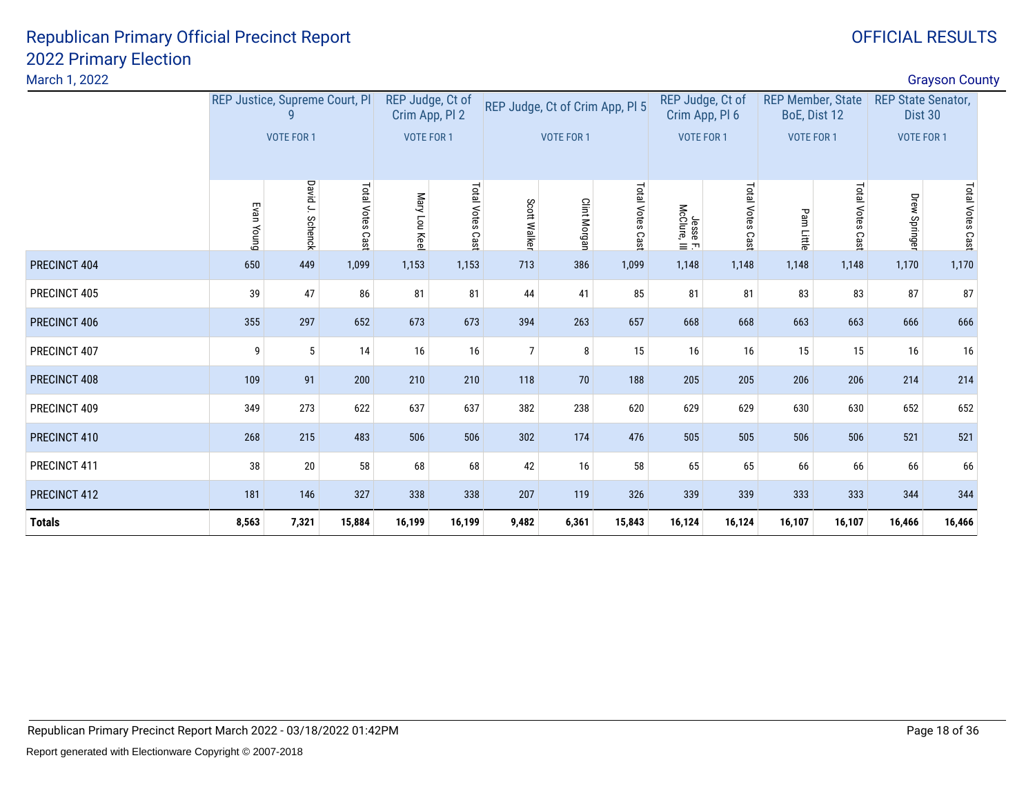# Republican Primary Official Precinct Report 2022 Primary Election

March 1, 2022

OFFICIAL RESULTS

Grayson County

| | REP Justice, Supreme Court, Pl 9 VOTE FOR 1 | | | REP Judge, Ct of Crim App, Pl 2 VOTE FOR 1 | | REP Judge, Ct of Crim App, Pl 5 VOTE FOR 1 | | | REP Judge, Ct of Crim App, Pl 6 VOTE FOR 1 | | REP Member, State BoE, Dist 12 VOTE FOR 1 | | REP State Senator, Dist 30 VOTE FOR 1 | |
|---|---|---|---|---|---|---|---|---|---|---|---|---|---|---|
| | Evan Young | David J. Schenck | Total Votes Cast | Mary Lou Keel | Total Votes Cast | Scott Walker | Clint Morgan | Total Votes Cast | Jesse F. McClure, III | Total Votes Cast | Pam Little | Total Votes Cast | Drew Springer | Total Votes Cast |
| PRECINCT 404 | 650 | 449 | 1,099 | 1,153 | 1,153 | 713 | 386 | 1,099 | 1,148 | 1,148 | 1,148 | 1,148 | 1,170 | 1,170 |
| PRECINCT 405 | 39 | 47 | 86 | 81 | 81 | 44 | 41 | 85 | 81 | 81 | 83 | 83 | 87 | 87 |
| PRECINCT 406 | 355 | 297 | 652 | 673 | 673 | 394 | 263 | 657 | 668 | 668 | 663 | 663 | 666 | 666 |
| PRECINCT 407 | 9 | 5 | 14 | 16 | 16 | 7 | 8 | 15 | 16 | 16 | 15 | 15 | 16 | 16 |
| PRECINCT 408 | 109 | 91 | 200 | 210 | 210 | 118 | 70 | 188 | 205 | 205 | 206 | 206 | 214 | 214 |
| PRECINCT 409 | 349 | 273 | 622 | 637 | 637 | 382 | 238 | 620 | 629 | 629 | 630 | 630 | 652 | 652 |
| PRECINCT 410 | 268 | 215 | 483 | 506 | 506 | 302 | 174 | 476 | 505 | 505 | 506 | 506 | 521 | 521 |
| PRECINCT 411 | 38 | 20 | 58 | 68 | 68 | 42 | 16 | 58 | 65 | 65 | 66 | 66 | 66 | 66 |
| PRECINCT 412 | 181 | 146 | 327 | 338 | 338 | 207 | 119 | 326 | 339 | 339 | 333 | 333 | 344 | 344 |
| **Totals** | **8,563** | **7,321** | **15,884** | **16,199** | **16,199** | **9,482** | **6,361** | **15,843** | **16,124** | **16,124** | **16,107** | **16,107** | **16,466** | **16,466** |

Republican Primary Precinct Report March 2022 - 03/18/2022 01:42PM

Report generated with Electionware Copyright © 2007-2018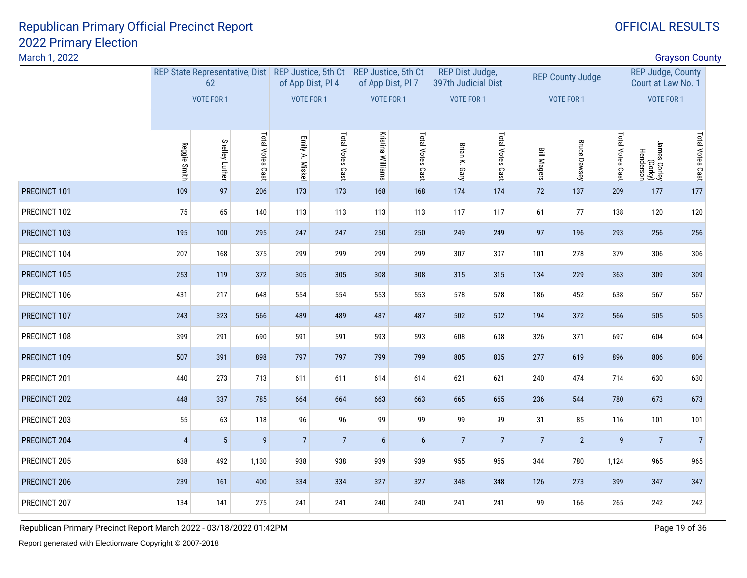# Republican Primary Official Precinct Report
## 2022 Primary Election

March 1, 2022

OFFICIAL RESULTS

Grayson County

| | REP State Representative, Dist 62 VOTE FOR 1 | | | REP Justice, 5th Ct of App Dist, Pl 4 VOTE FOR 1 | | REP Justice, 5th Ct of App Dist, Pl 7 VOTE FOR 1 | | REP Dist Judge, 397th Judicial Dist VOTE FOR 1 | | REP County Judge VOTE FOR 1 | | | REP Judge, County Court at Law No. 1 VOTE FOR 1 | |
|---|---|---|---|---|---|---|---|---|---|---|---|---|---|---|
| | Reggie Smith | Shelley Luther | Total Votes Cast | Emily A. Miskel | Total Votes Cast | Kristina Williams | Total Votes Cast | Brian K. Gary | Total Votes Cast | Bill Magers | Bruce Dawsey | Total Votes Cast | James Corley (Corky) Henderson | Total Votes Cast |
| PRECINCT 101 | 109 | 97 | 206 | 173 | 173 | 168 | 168 | 174 | 174 | 72 | 137 | 209 | 177 | 177 |
| PRECINCT 102 | 75 | 65 | 140 | 113 | 113 | 113 | 113 | 117 | 117 | 61 | 77 | 138 | 120 | 120 |
| PRECINCT 103 | 195 | 100 | 295 | 247 | 247 | 250 | 250 | 249 | 249 | 97 | 196 | 293 | 256 | 256 |
| PRECINCT 104 | 207 | 168 | 375 | 299 | 299 | 299 | 299 | 307 | 307 | 101 | 278 | 379 | 306 | 306 |
| PRECINCT 105 | 253 | 119 | 372 | 305 | 305 | 308 | 308 | 315 | 315 | 134 | 229 | 363 | 309 | 309 |
| PRECINCT 106 | 431 | 217 | 648 | 554 | 554 | 553 | 553 | 578 | 578 | 186 | 452 | 638 | 567 | 567 |
| PRECINCT 107 | 243 | 323 | 566 | 489 | 489 | 487 | 487 | 502 | 502 | 194 | 372 | 566 | 505 | 505 |
| PRECINCT 108 | 399 | 291 | 690 | 591 | 591 | 593 | 593 | 608 | 608 | 326 | 371 | 697 | 604 | 604 |
| PRECINCT 109 | 507 | 391 | 898 | 797 | 797 | 799 | 799 | 805 | 805 | 277 | 619 | 896 | 806 | 806 |
| PRECINCT 201 | 440 | 273 | 713 | 611 | 611 | 614 | 614 | 621 | 621 | 240 | 474 | 714 | 630 | 630 |
| PRECINCT 202 | 448 | 337 | 785 | 664 | 664 | 663 | 663 | 665 | 665 | 236 | 544 | 780 | 673 | 673 |
| PRECINCT 203 | 55 | 63 | 118 | 96 | 96 | 99 | 99 | 99 | 99 | 31 | 85 | 116 | 101 | 101 |
| PRECINCT 204 | 4 | 5 | 9 | 7 | 7 | 6 | 6 | 7 | 7 | 7 | 2 | 9 | 7 | 7 |
| PRECINCT 205 | 638 | 492 | 1,130 | 938 | 938 | 939 | 939 | 955 | 955 | 344 | 780 | 1,124 | 965 | 965 |
| PRECINCT 206 | 239 | 161 | 400 | 334 | 334 | 327 | 327 | 348 | 348 | 126 | 273 | 399 | 347 | 347 |
| PRECINCT 207 | 134 | 141 | 275 | 241 | 241 | 240 | 240 | 241 | 241 | 99 | 166 | 265 | 242 | 242 |

Republican Primary Precinct Report March 2022 - 03/18/2022 01:42PM

Report generated with Electionware Copyright © 2007-2018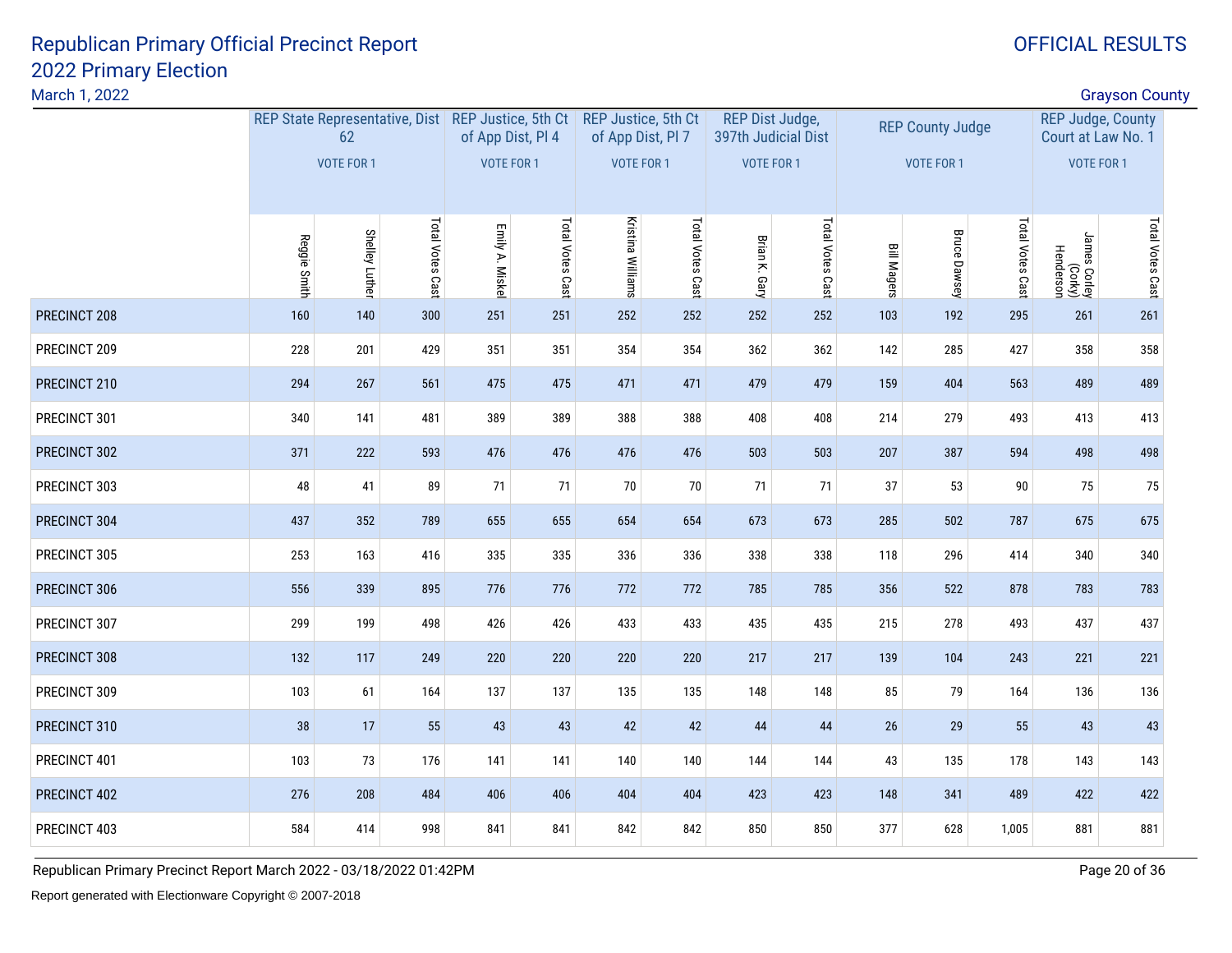# Republican Primary Official Precinct Report

## 2022 Primary Election

March 1, 2022

OFFICIAL RESULTS

Grayson County

| | REP State Representative, Dist 62 (VOTE FOR 1) | | | REP Justice, 5th Ct of App Dist, Pl 4 (VOTE FOR 1) | | REP Justice, 5th Ct of App Dist, Pl 7 (VOTE FOR 1) | | REP Dist Judge, 397th Judicial Dist (VOTE FOR 1) | | REP County Judge (VOTE FOR 1) | | | REP Judge, County Court at Law No. 1 (VOTE FOR 1) | |
|---|---|---|---|---|---|---|---|---|---|---|---|---|---|---|
| | Reggie Smith | Shelley Luther | Total Votes Cast | Emily A. Miskel | Total Votes Cast | Kristina Williams | Total Votes Cast | Brian K. Gary | Total Votes Cast | Bill Magers | Bruce Dawsey | Total Votes Cast | James Corley (Corky) Henderson | Total Votes Cast |
| PRECINCT 208 | 160 | 140 | 300 | 251 | 251 | 252 | 252 | 252 | 252 | 103 | 192 | 295 | 261 | 261 |
| PRECINCT 209 | 228 | 201 | 429 | 351 | 351 | 354 | 354 | 362 | 362 | 142 | 285 | 427 | 358 | 358 |
| PRECINCT 210 | 294 | 267 | 561 | 475 | 475 | 471 | 471 | 479 | 479 | 159 | 404 | 563 | 489 | 489 |
| PRECINCT 301 | 340 | 141 | 481 | 389 | 389 | 388 | 388 | 408 | 408 | 214 | 279 | 493 | 413 | 413 |
| PRECINCT 302 | 371 | 222 | 593 | 476 | 476 | 476 | 476 | 503 | 503 | 207 | 387 | 594 | 498 | 498 |
| PRECINCT 303 | 48 | 41 | 89 | 71 | 71 | 70 | 70 | 71 | 71 | 37 | 53 | 90 | 75 | 75 |
| PRECINCT 304 | 437 | 352 | 789 | 655 | 655 | 654 | 654 | 673 | 673 | 285 | 502 | 787 | 675 | 675 |
| PRECINCT 305 | 253 | 163 | 416 | 335 | 335 | 336 | 336 | 338 | 338 | 118 | 296 | 414 | 340 | 340 |
| PRECINCT 306 | 556 | 339 | 895 | 776 | 776 | 772 | 772 | 785 | 785 | 356 | 522 | 878 | 783 | 783 |
| PRECINCT 307 | 299 | 199 | 498 | 426 | 426 | 433 | 433 | 435 | 435 | 215 | 278 | 493 | 437 | 437 |
| PRECINCT 308 | 132 | 117 | 249 | 220 | 220 | 220 | 220 | 217 | 217 | 139 | 104 | 243 | 221 | 221 |
| PRECINCT 309 | 103 | 61 | 164 | 137 | 137 | 135 | 135 | 148 | 148 | 85 | 79 | 164 | 136 | 136 |
| PRECINCT 310 | 38 | 17 | 55 | 43 | 43 | 42 | 42 | 44 | 44 | 26 | 29 | 55 | 43 | 43 |
| PRECINCT 401 | 103 | 73 | 176 | 141 | 141 | 140 | 140 | 144 | 144 | 43 | 135 | 178 | 143 | 143 |
| PRECINCT 402 | 276 | 208 | 484 | 406 | 406 | 404 | 404 | 423 | 423 | 148 | 341 | 489 | 422 | 422 |
| PRECINCT 403 | 584 | 414 | 998 | 841 | 841 | 842 | 842 | 850 | 850 | 377 | 628 | 1,005 | 881 | 881 |

Republican Primary Precinct Report March 2022 - 03/18/2022 01:42PM

Report generated with Electionware Copyright © 2007-2018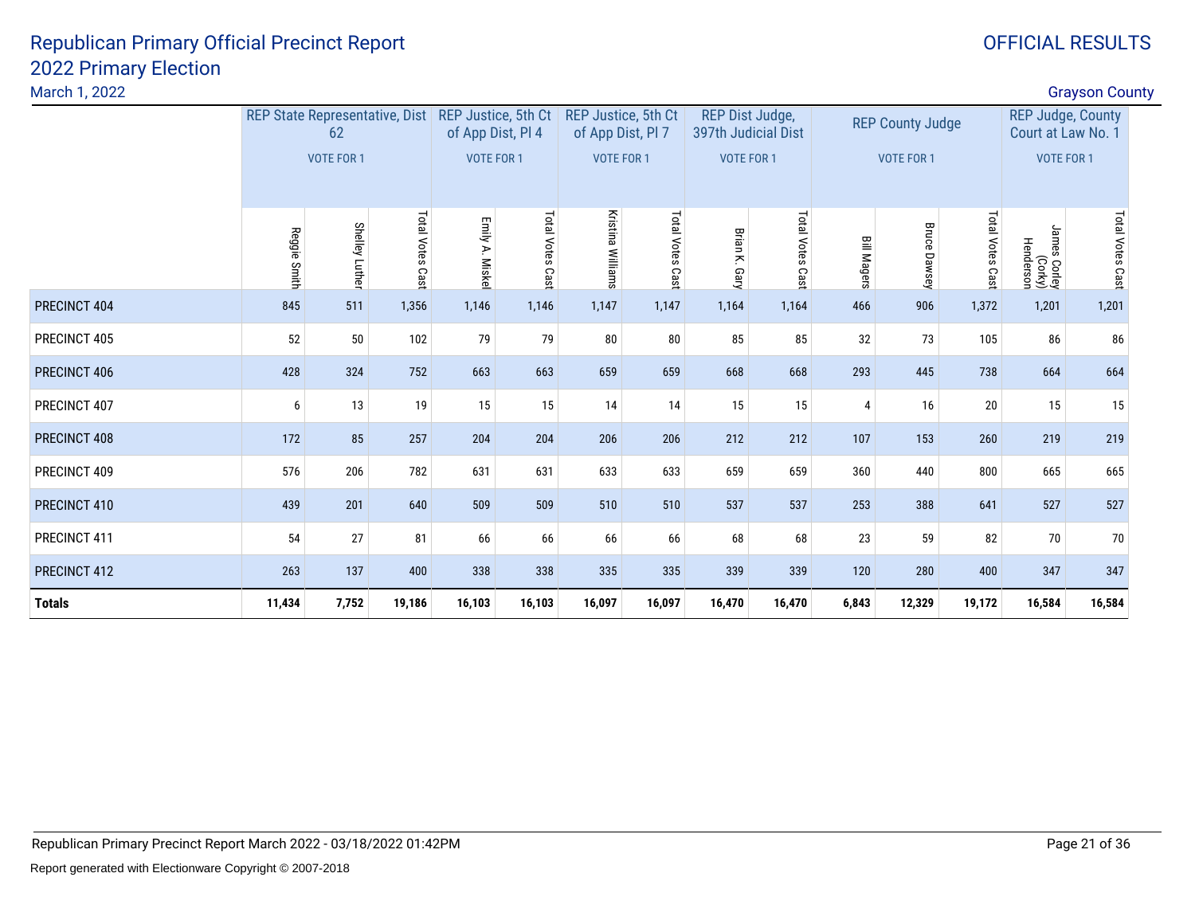# Republican Primary Official Precinct Report
## 2022 Primary Election

March 1, 2022

OFFICIAL RESULTS

Grayson County

| | REP State Representative, Dist 62 VOTE FOR 1 | | | REP Justice, 5th Ct of App Dist, Pl 4 VOTE FOR 1 | | REP Justice, 5th Ct of App Dist, Pl 7 VOTE FOR 1 | | REP Dist Judge, 397th Judicial Dist VOTE FOR 1 | | REP County Judge VOTE FOR 1 | | | REP Judge, County Court at Law No. 1 VOTE FOR 1 | |
|---|---|---|---|---|---|---|---|---|---|---|---|---|---|---|
| | Reggie Smith | Shelley Luther | Total Votes Cast | Emily A. Miskel | Total Votes Cast | Kristina Williams | Total Votes Cast | Brian K. Gary | Total Votes Cast | Bill Magers | Bruce Dawsey | Total Votes Cast | James Corley (Corky) Henderson | Total Votes Cast |
| PRECINCT 404 | 845 | 511 | 1,356 | 1,146 | 1,146 | 1,147 | 1,147 | 1,164 | 1,164 | 466 | 906 | 1,372 | 1,201 | 1,201 |
| PRECINCT 405 | 52 | 50 | 102 | 79 | 79 | 80 | 80 | 85 | 85 | 32 | 73 | 105 | 86 | 86 |
| PRECINCT 406 | 428 | 324 | 752 | 663 | 663 | 659 | 659 | 668 | 668 | 293 | 445 | 738 | 664 | 664 |
| PRECINCT 407 | 6 | 13 | 19 | 15 | 15 | 14 | 14 | 15 | 15 | 4 | 16 | 20 | 15 | 15 |
| PRECINCT 408 | 172 | 85 | 257 | 204 | 204 | 206 | 206 | 212 | 212 | 107 | 153 | 260 | 219 | 219 |
| PRECINCT 409 | 576 | 206 | 782 | 631 | 631 | 633 | 633 | 659 | 659 | 360 | 440 | 800 | 665 | 665 |
| PRECINCT 410 | 439 | 201 | 640 | 509 | 509 | 510 | 510 | 537 | 537 | 253 | 388 | 641 | 527 | 527 |
| PRECINCT 411 | 54 | 27 | 81 | 66 | 66 | 66 | 66 | 68 | 68 | 23 | 59 | 82 | 70 | 70 |
| PRECINCT 412 | 263 | 137 | 400 | 338 | 338 | 335 | 335 | 339 | 339 | 120 | 280 | 400 | 347 | 347 |
| **Totals** | **11,434** | **7,752** | **19,186** | **16,103** | **16,103** | **16,097** | **16,097** | **16,470** | **16,470** | **6,843** | **12,329** | **19,172** | **16,584** | **16,584** |

Republican Primary Precinct Report March 2022 - 03/18/2022 01:42PM

Report generated with Electionware Copyright © 2007-2018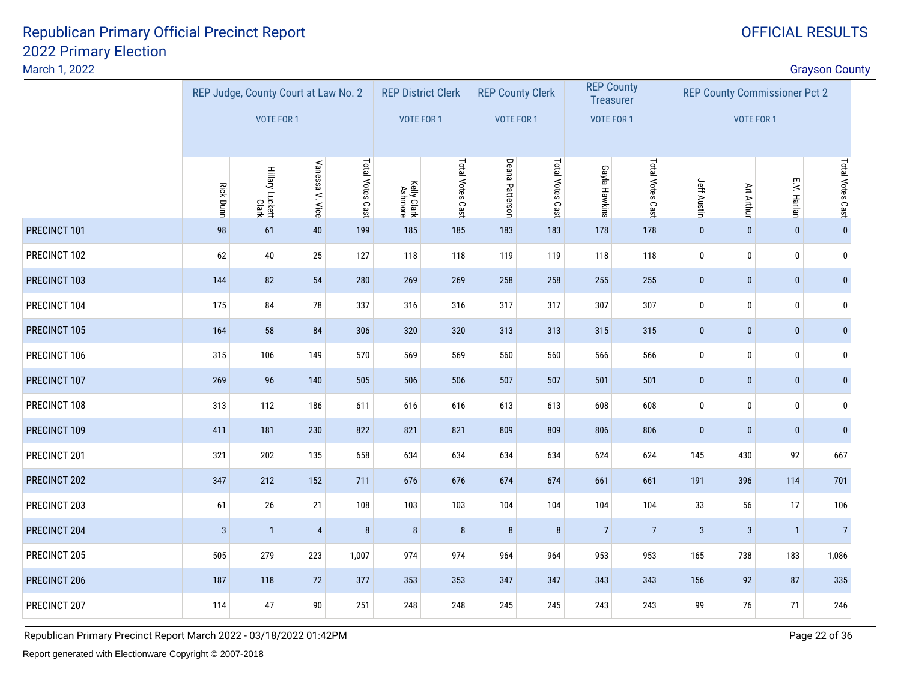# Republican Primary Official Precinct Report
## 2022 Primary Election

March 1, 2022

OFFICIAL RESULTS

Grayson County

| | REP Judge, County Court at Law No. 2 VOTE FOR 1 | | | | REP District Clerk VOTE FOR 1 | | REP County Clerk VOTE FOR 1 | | REP County Treasurer VOTE FOR 1 | | REP County Commissioner Pct 2 VOTE FOR 1 | | | |
|---|---|---|---|---|---|---|---|---|---|---|---|---|---|---|
| | Rick Dunn | Hillary Luckett Clark | Vanessa V. Vice | Total Votes Cast | Kelly Clark Ashmore | Total Votes Cast | Deana Patterson | Total Votes Cast | Gayla Hawkins | Total Votes Cast | Jeff Austin | Art Arthur | E.V. Harlan | Total Votes Cast |
| PRECINCT 101 | 98 | 61 | 40 | 199 | 185 | 185 | 183 | 183 | 178 | 178 | 0 | 0 | 0 | 0 |
| PRECINCT 102 | 62 | 40 | 25 | 127 | 118 | 118 | 119 | 119 | 118 | 118 | 0 | 0 | 0 | 0 |
| PRECINCT 103 | 144 | 82 | 54 | 280 | 269 | 269 | 258 | 258 | 255 | 255 | 0 | 0 | 0 | 0 |
| PRECINCT 104 | 175 | 84 | 78 | 337 | 316 | 316 | 317 | 317 | 307 | 307 | 0 | 0 | 0 | 0 |
| PRECINCT 105 | 164 | 58 | 84 | 306 | 320 | 320 | 313 | 313 | 315 | 315 | 0 | 0 | 0 | 0 |
| PRECINCT 106 | 315 | 106 | 149 | 570 | 569 | 569 | 560 | 560 | 566 | 566 | 0 | 0 | 0 | 0 |
| PRECINCT 107 | 269 | 96 | 140 | 505 | 506 | 506 | 507 | 507 | 501 | 501 | 0 | 0 | 0 | 0 |
| PRECINCT 108 | 313 | 112 | 186 | 611 | 616 | 616 | 613 | 613 | 608 | 608 | 0 | 0 | 0 | 0 |
| PRECINCT 109 | 411 | 181 | 230 | 822 | 821 | 821 | 809 | 809 | 806 | 806 | 0 | 0 | 0 | 0 |
| PRECINCT 201 | 321 | 202 | 135 | 658 | 634 | 634 | 634 | 634 | 624 | 624 | 145 | 430 | 92 | 667 |
| PRECINCT 202 | 347 | 212 | 152 | 711 | 676 | 676 | 674 | 674 | 661 | 661 | 191 | 396 | 114 | 701 |
| PRECINCT 203 | 61 | 26 | 21 | 108 | 103 | 103 | 104 | 104 | 104 | 104 | 33 | 56 | 17 | 106 |
| PRECINCT 204 | 3 | 1 | 4 | 8 | 8 | 8 | 8 | 8 | 7 | 7 | 3 | 3 | 1 | 7 |
| PRECINCT 205 | 505 | 279 | 223 | 1,007 | 974 | 974 | 964 | 964 | 953 | 953 | 165 | 738 | 183 | 1,086 |
| PRECINCT 206 | 187 | 118 | 72 | 377 | 353 | 353 | 347 | 347 | 343 | 343 | 156 | 92 | 87 | 335 |
| PRECINCT 207 | 114 | 47 | 90 | 251 | 248 | 248 | 245 | 245 | 243 | 243 | 99 | 76 | 71 | 246 |

Republican Primary Precinct Report March 2022 - 03/18/2022 01:42PM

Report generated with Electionware Copyright © 2007-2018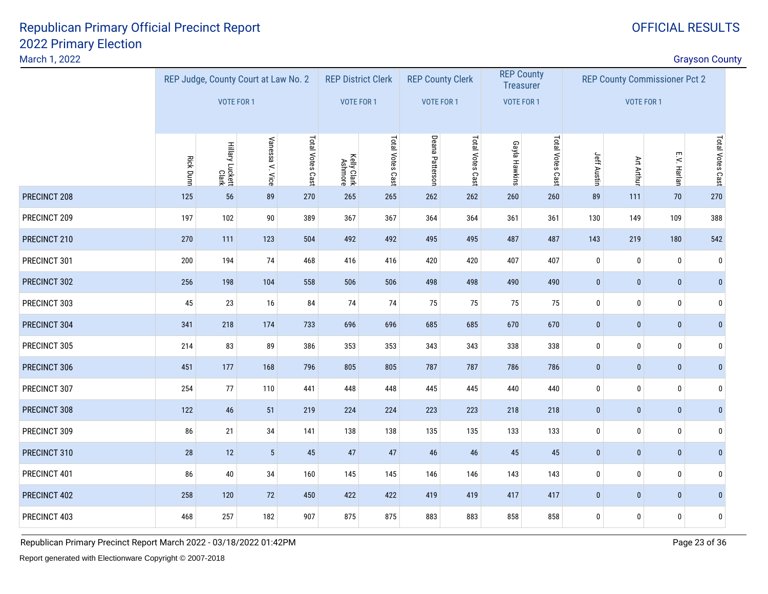# Republican Primary Official Precinct Report
# 2022 Primary Election

March 1, 2022

OFFICIAL RESULTS

Grayson County

| | REP Judge, County Court at Law No. 2 VOTE FOR 1 | | | | REP District Clerk VOTE FOR 1 | | REP County Clerk VOTE FOR 1 | | REP County Treasurer VOTE FOR 1 | | REP County Commissioner Pct 2 VOTE FOR 1 | | | |
|---|---|---|---|---|---|---|---|---|---|---|---|---|---|---|
| | Rick Dunn | Hillary Luckett Clark | Vanessa V. Vice | Total Votes Cast | Kelly Clark Ashmore | Total Votes Cast | Deana Patterson | Total Votes Cast | Gayla Hawkins | Total Votes Cast | Jeff Austin | Art Arthur | E.V. Harlan | Total Votes Cast |
| PRECINCT 208 | 125 | 56 | 89 | 270 | 265 | 265 | 262 | 262 | 260 | 260 | 89 | 111 | 70 | 270 |
| PRECINCT 209 | 197 | 102 | 90 | 389 | 367 | 367 | 364 | 364 | 361 | 361 | 130 | 149 | 109 | 388 |
| PRECINCT 210 | 270 | 111 | 123 | 504 | 492 | 492 | 495 | 495 | 487 | 487 | 143 | 219 | 180 | 542 |
| PRECINCT 301 | 200 | 194 | 74 | 468 | 416 | 416 | 420 | 420 | 407 | 407 | 0 | 0 | 0 | 0 |
| PRECINCT 302 | 256 | 198 | 104 | 558 | 506 | 506 | 498 | 498 | 490 | 490 | 0 | 0 | 0 | 0 |
| PRECINCT 303 | 45 | 23 | 16 | 84 | 74 | 74 | 75 | 75 | 75 | 75 | 0 | 0 | 0 | 0 |
| PRECINCT 304 | 341 | 218 | 174 | 733 | 696 | 696 | 685 | 685 | 670 | 670 | 0 | 0 | 0 | 0 |
| PRECINCT 305 | 214 | 83 | 89 | 386 | 353 | 353 | 343 | 343 | 338 | 338 | 0 | 0 | 0 | 0 |
| PRECINCT 306 | 451 | 177 | 168 | 796 | 805 | 805 | 787 | 787 | 786 | 786 | 0 | 0 | 0 | 0 |
| PRECINCT 307 | 254 | 77 | 110 | 441 | 448 | 448 | 445 | 445 | 440 | 440 | 0 | 0 | 0 | 0 |
| PRECINCT 308 | 122 | 46 | 51 | 219 | 224 | 224 | 223 | 223 | 218 | 218 | 0 | 0 | 0 | 0 |
| PRECINCT 309 | 86 | 21 | 34 | 141 | 138 | 138 | 135 | 135 | 133 | 133 | 0 | 0 | 0 | 0 |
| PRECINCT 310 | 28 | 12 | 5 | 45 | 47 | 47 | 46 | 46 | 45 | 45 | 0 | 0 | 0 | 0 |
| PRECINCT 401 | 86 | 40 | 34 | 160 | 145 | 145 | 146 | 146 | 143 | 143 | 0 | 0 | 0 | 0 |
| PRECINCT 402 | 258 | 120 | 72 | 450 | 422 | 422 | 419 | 419 | 417 | 417 | 0 | 0 | 0 | 0 |
| PRECINCT 403 | 468 | 257 | 182 | 907 | 875 | 875 | 883 | 883 | 858 | 858 | 0 | 0 | 0 | 0 |

Republican Primary Precinct Report March 2022 - 03/18/2022 01:42PM

Report generated with Electionware Copyright © 2007-2018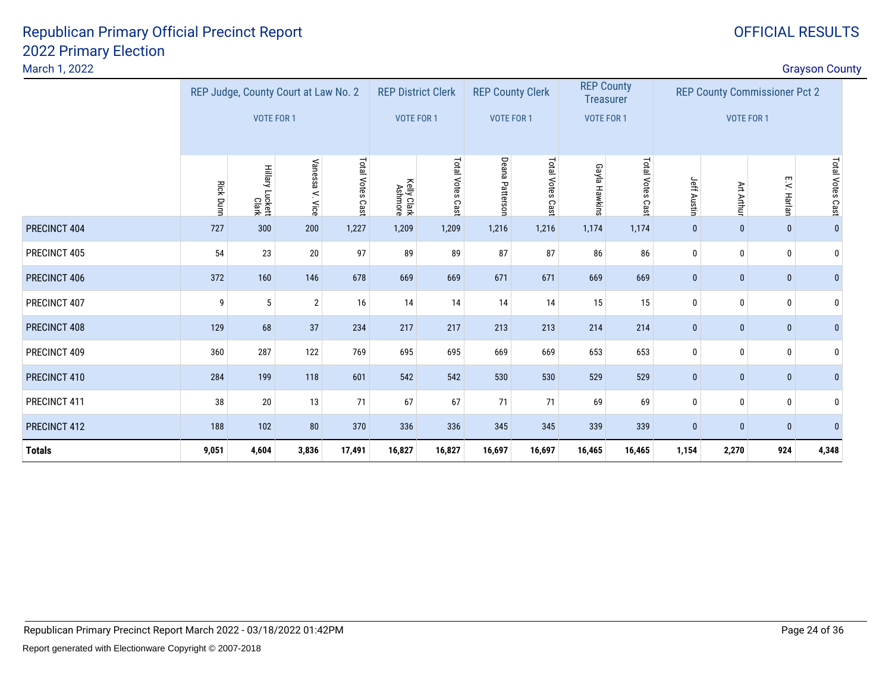# Republican Primary Official Precinct Report
## 2022 Primary Election

March 1, 2022

OFFICIAL RESULTS

Grayson County

| | REP Judge, County Court at Law No. 2 VOTE FOR 1 | | | | REP District Clerk VOTE FOR 1 | | REP County Clerk VOTE FOR 1 | | REP County Treasurer VOTE FOR 1 | | REP County Commissioner Pct 2 VOTE FOR 1 | | | |
|---|---|---|---|---|---|---|---|---|---|---|---|---|---|---|
| | Rick Dunn | Hillary Luckett Clark | Vanessa V. Vice | Total Votes Cast | Kelly Clark Ashmore | Total Votes Cast | Deana Patterson | Total Votes Cast | Gayla Hawkins | Total Votes Cast | Jeff Austin | Art Arthur | E.V. Harlan | Total Votes Cast |
| PRECINCT 404 | 727 | 300 | 200 | 1,227 | 1,209 | 1,209 | 1,216 | 1,216 | 1,174 | 1,174 | 0 | 0 | 0 | 0 |
| PRECINCT 405 | 54 | 23 | 20 | 97 | 89 | 89 | 87 | 87 | 86 | 86 | 0 | 0 | 0 | 0 |
| PRECINCT 406 | 372 | 160 | 146 | 678 | 669 | 669 | 671 | 671 | 669 | 669 | 0 | 0 | 0 | 0 |
| PRECINCT 407 | 9 | 5 | 2 | 16 | 14 | 14 | 14 | 14 | 15 | 15 | 0 | 0 | 0 | 0 |
| PRECINCT 408 | 129 | 68 | 37 | 234 | 217 | 217 | 213 | 213 | 214 | 214 | 0 | 0 | 0 | 0 |
| PRECINCT 409 | 360 | 287 | 122 | 769 | 695 | 695 | 669 | 669 | 653 | 653 | 0 | 0 | 0 | 0 |
| PRECINCT 410 | 284 | 199 | 118 | 601 | 542 | 542 | 530 | 530 | 529 | 529 | 0 | 0 | 0 | 0 |
| PRECINCT 411 | 38 | 20 | 13 | 71 | 67 | 67 | 71 | 71 | 69 | 69 | 0 | 0 | 0 | 0 |
| PRECINCT 412 | 188 | 102 | 80 | 370 | 336 | 336 | 345 | 345 | 339 | 339 | 0 | 0 | 0 | 0 |
| **Totals** | **9,051** | **4,604** | **3,836** | **17,491** | **16,827** | **16,827** | **16,697** | **16,697** | **16,465** | **16,465** | **1,154** | **2,270** | **924** | **4,348** |

Republican Primary Precinct Report March 2022 - 03/18/2022 01:42PM

Report generated with Electionware Copyright © 2007-2018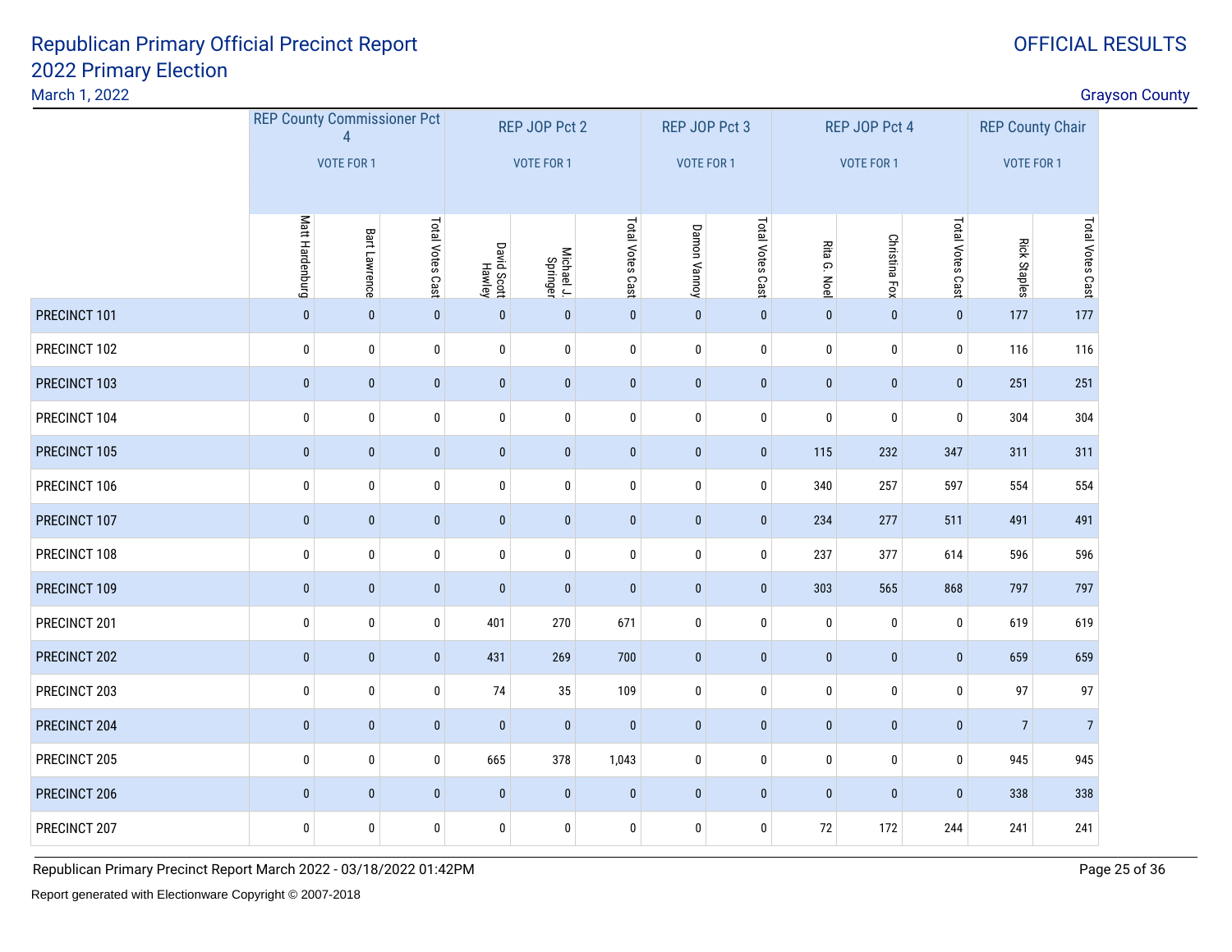# Republican Primary Official Precinct Report
## 2022 Primary Election

March 1, 2022

OFFICIAL RESULTS

Grayson County

| | REP County Commissioner Pct 4 VOTE FOR 1 | | | REP JOP Pct 2 VOTE FOR 1 | | | REP JOP Pct 3 VOTE FOR 1 | | REP JOP Pct 4 VOTE FOR 1 | | | REP County Chair VOTE FOR 1 | |
|---|---|---|---|---|---|---|---|---|---|---|---|---|---|
| | Matt Hardenburg | Bart Lawrence | Total Votes Cast | David Scott Hawley | Michael J. Springer | Total Votes Cast | Damon Vannoy | Total Votes Cast | Rita G. Noel | Christina Fox | Total Votes Cast | Rick Staples | Total Votes Cast |
| PRECINCT 101 | 0 | 0 | 0 | 0 | 0 | 0 | 0 | 0 | 0 | 0 | 0 | 177 | 177 |
| PRECINCT 102 | 0 | 0 | 0 | 0 | 0 | 0 | 0 | 0 | 0 | 0 | 0 | 116 | 116 |
| PRECINCT 103 | 0 | 0 | 0 | 0 | 0 | 0 | 0 | 0 | 0 | 0 | 0 | 251 | 251 |
| PRECINCT 104 | 0 | 0 | 0 | 0 | 0 | 0 | 0 | 0 | 0 | 0 | 0 | 304 | 304 |
| PRECINCT 105 | 0 | 0 | 0 | 0 | 0 | 0 | 0 | 0 | 115 | 232 | 347 | 311 | 311 |
| PRECINCT 106 | 0 | 0 | 0 | 0 | 0 | 0 | 0 | 0 | 340 | 257 | 597 | 554 | 554 |
| PRECINCT 107 | 0 | 0 | 0 | 0 | 0 | 0 | 0 | 0 | 234 | 277 | 511 | 491 | 491 |
| PRECINCT 108 | 0 | 0 | 0 | 0 | 0 | 0 | 0 | 0 | 237 | 377 | 614 | 596 | 596 |
| PRECINCT 109 | 0 | 0 | 0 | 0 | 0 | 0 | 0 | 0 | 303 | 565 | 868 | 797 | 797 |
| PRECINCT 201 | 0 | 0 | 0 | 401 | 270 | 671 | 0 | 0 | 0 | 0 | 0 | 619 | 619 |
| PRECINCT 202 | 0 | 0 | 0 | 431 | 269 | 700 | 0 | 0 | 0 | 0 | 0 | 659 | 659 |
| PRECINCT 203 | 0 | 0 | 0 | 74 | 35 | 109 | 0 | 0 | 0 | 0 | 0 | 97 | 97 |
| PRECINCT 204 | 0 | 0 | 0 | 0 | 0 | 0 | 0 | 0 | 0 | 0 | 0 | 7 | 7 |
| PRECINCT 205 | 0 | 0 | 0 | 665 | 378 | 1,043 | 0 | 0 | 0 | 0 | 0 | 945 | 945 |
| PRECINCT 206 | 0 | 0 | 0 | 0 | 0 | 0 | 0 | 0 | 0 | 0 | 0 | 338 | 338 |
| PRECINCT 207 | 0 | 0 | 0 | 0 | 0 | 0 | 0 | 0 | 72 | 172 | 244 | 241 | 241 |

Republican Primary Precinct Report March 2022 - 03/18/2022 01:42PM

Report generated with Electionware Copyright © 2007-2018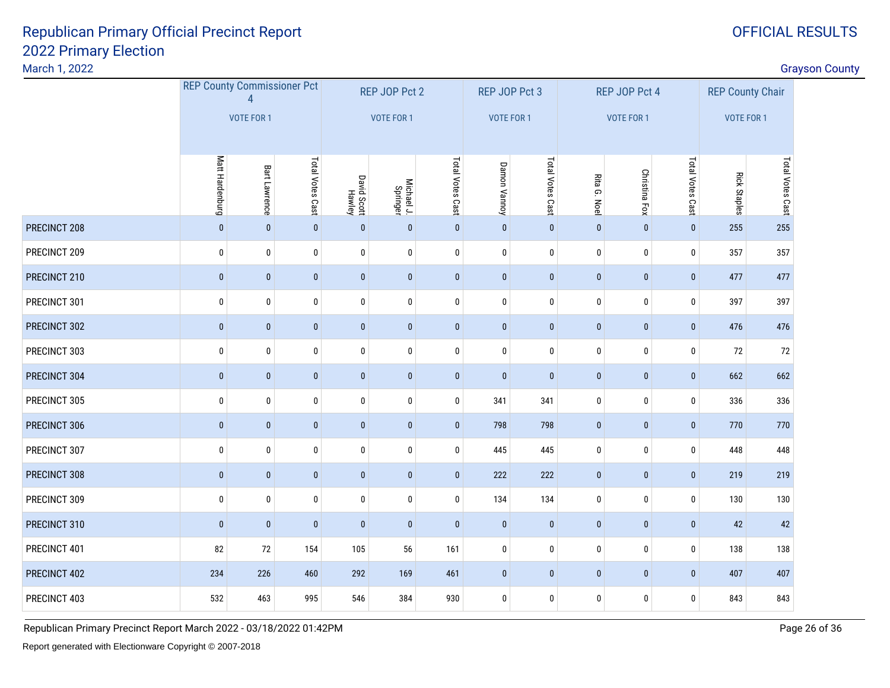# Republican Primary Official Precinct Report
## 2022 Primary Election

March 1, 2022

OFFICIAL RESULTS

Grayson County

| | REP County Commissioner Pct 4 VOTE FOR 1 | | | REP JOP Pct 2 VOTE FOR 1 | | | REP JOP Pct 3 VOTE FOR 1 | | REP JOP Pct 4 VOTE FOR 1 | | | REP County Chair VOTE FOR 1 | |
|---|---|---|---|---|---|---|---|---|---|---|---|---|---|
| | Matt Hardenburg | Bart Lawrence | Total Votes Cast | David Scott Hawley | Michael J. Springer | Total Votes Cast | Damon Vannoy | Total Votes Cast | Rita G. Noel | Christina Fox | Total Votes Cast | Rick Staples | Total Votes Cast |
| PRECINCT 208 | 0 | 0 | 0 | 0 | 0 | 0 | 0 | 0 | 0 | 0 | 0 | 255 | 255 |
| PRECINCT 209 | 0 | 0 | 0 | 0 | 0 | 0 | 0 | 0 | 0 | 0 | 0 | 357 | 357 |
| PRECINCT 210 | 0 | 0 | 0 | 0 | 0 | 0 | 0 | 0 | 0 | 0 | 0 | 477 | 477 |
| PRECINCT 301 | 0 | 0 | 0 | 0 | 0 | 0 | 0 | 0 | 0 | 0 | 0 | 397 | 397 |
| PRECINCT 302 | 0 | 0 | 0 | 0 | 0 | 0 | 0 | 0 | 0 | 0 | 0 | 476 | 476 |
| PRECINCT 303 | 0 | 0 | 0 | 0 | 0 | 0 | 0 | 0 | 0 | 0 | 0 | 72 | 72 |
| PRECINCT 304 | 0 | 0 | 0 | 0 | 0 | 0 | 0 | 0 | 0 | 0 | 0 | 662 | 662 |
| PRECINCT 305 | 0 | 0 | 0 | 0 | 0 | 0 | 341 | 341 | 0 | 0 | 0 | 336 | 336 |
| PRECINCT 306 | 0 | 0 | 0 | 0 | 0 | 0 | 798 | 798 | 0 | 0 | 0 | 770 | 770 |
| PRECINCT 307 | 0 | 0 | 0 | 0 | 0 | 0 | 445 | 445 | 0 | 0 | 0 | 448 | 448 |
| PRECINCT 308 | 0 | 0 | 0 | 0 | 0 | 0 | 222 | 222 | 0 | 0 | 0 | 219 | 219 |
| PRECINCT 309 | 0 | 0 | 0 | 0 | 0 | 0 | 134 | 134 | 0 | 0 | 0 | 130 | 130 |
| PRECINCT 310 | 0 | 0 | 0 | 0 | 0 | 0 | 0 | 0 | 0 | 0 | 0 | 42 | 42 |
| PRECINCT 401 | 82 | 72 | 154 | 105 | 56 | 161 | 0 | 0 | 0 | 0 | 0 | 138 | 138 |
| PRECINCT 402 | 234 | 226 | 460 | 292 | 169 | 461 | 0 | 0 | 0 | 0 | 0 | 407 | 407 |
| PRECINCT 403 | 532 | 463 | 995 | 546 | 384 | 930 | 0 | 0 | 0 | 0 | 0 | 843 | 843 |

Republican Primary Precinct Report March 2022 - 03/18/2022 01:42PM

Report generated with Electionware Copyright © 2007-2018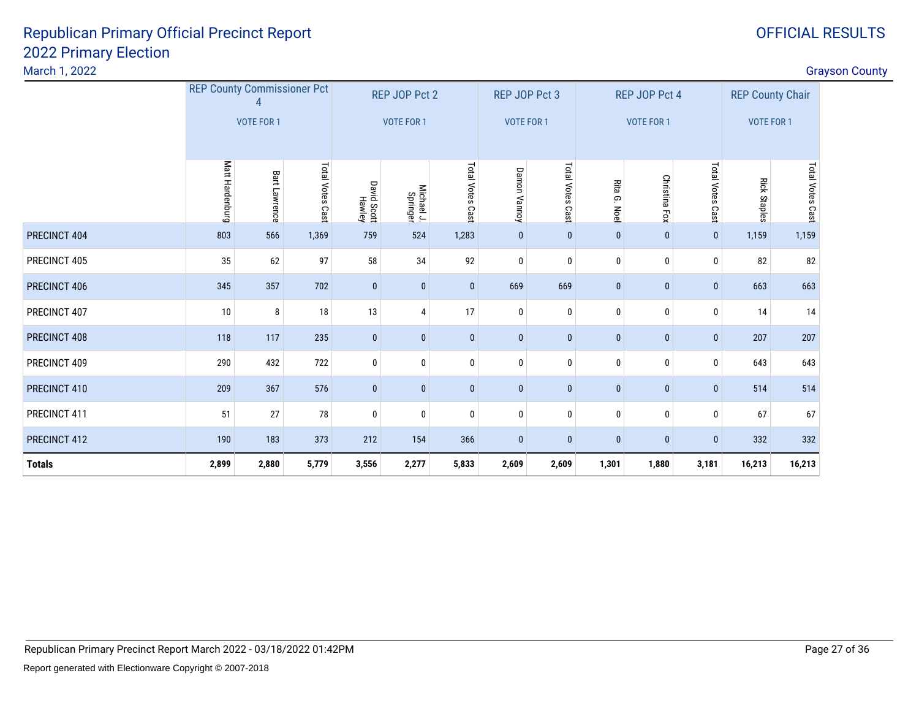# Republican Primary Official Precinct Report
# 2022 Primary Election

March 1, 2022

OFFICIAL RESULTS

Grayson County

| | REP County Commissioner Pct 4 VOTE FOR 1 | | | REP JOP Pct 2 VOTE FOR 1 | | | REP JOP Pct 3 VOTE FOR 1 | | REP JOP Pct 4 VOTE FOR 1 | | | REP County Chair VOTE FOR 1 | |
|---|---|---|---|---|---|---|---|---|---|---|---|---|---|
| | Matt Hardenburg | Bart Lawrence | Total Votes Cast | David Scott Hawley | Michael J. Springer | Total Votes Cast | Damon Vannoy | Total Votes Cast | Rita G. Noel | Christina Fox | Total Votes Cast | Rick Staples | Total Votes Cast |
| PRECINCT 404 | 803 | 566 | 1,369 | 759 | 524 | 1,283 | 0 | 0 | 0 | 0 | 0 | 1,159 | 1,159 |
| PRECINCT 405 | 35 | 62 | 97 | 58 | 34 | 92 | 0 | 0 | 0 | 0 | 0 | 82 | 82 |
| PRECINCT 406 | 345 | 357 | 702 | 0 | 0 | 0 | 669 | 669 | 0 | 0 | 0 | 663 | 663 |
| PRECINCT 407 | 10 | 8 | 18 | 13 | 4 | 17 | 0 | 0 | 0 | 0 | 0 | 14 | 14 |
| PRECINCT 408 | 118 | 117 | 235 | 0 | 0 | 0 | 0 | 0 | 0 | 0 | 0 | 207 | 207 |
| PRECINCT 409 | 290 | 432 | 722 | 0 | 0 | 0 | 0 | 0 | 0 | 0 | 0 | 643 | 643 |
| PRECINCT 410 | 209 | 367 | 576 | 0 | 0 | 0 | 0 | 0 | 0 | 0 | 0 | 514 | 514 |
| PRECINCT 411 | 51 | 27 | 78 | 0 | 0 | 0 | 0 | 0 | 0 | 0 | 0 | 67 | 67 |
| PRECINCT 412 | 190 | 183 | 373 | 212 | 154 | 366 | 0 | 0 | 0 | 0 | 0 | 332 | 332 |
| **Totals** | **2,899** | **2,880** | **5,779** | **3,556** | **2,277** | **5,833** | **2,609** | **2,609** | **1,301** | **1,880** | **3,181** | **16,213** | **16,213** |

Republican Primary Precinct Report March 2022 - 03/18/2022 01:42PM

Report generated with Electionware Copyright © 2007-2018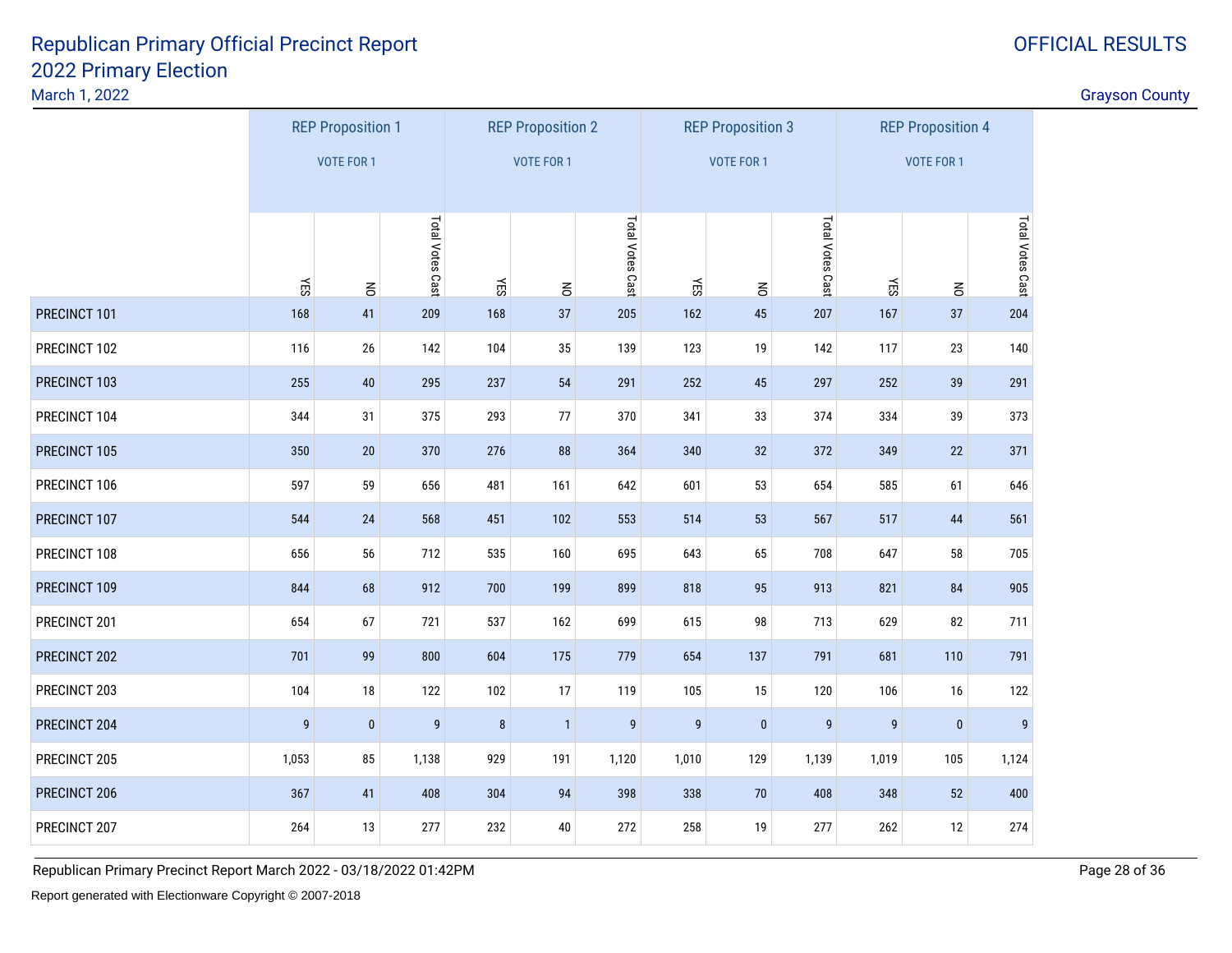# Republican Primary Official Precinct Report
## 2022 Primary Election

March 1, 2022

OFFICIAL RESULTS

Grayson County

| | REP Proposition 1 VOTE FOR 1 | | | REP Proposition 2 VOTE FOR 1 | | | REP Proposition 3 VOTE FOR 1 | | | REP Proposition 4 VOTE FOR 1 | | |
|---|---|---|---|---|---|---|---|---|---|---|---|---|
| | YES | NO | Total Votes Cast | YES | NO | Total Votes Cast | YES | NO | Total Votes Cast | YES | NO | Total Votes Cast |
| PRECINCT 101 | 168 | 41 | 209 | 168 | 37 | 205 | 162 | 45 | 207 | 167 | 37 | 204 |
| PRECINCT 102 | 116 | 26 | 142 | 104 | 35 | 139 | 123 | 19 | 142 | 117 | 23 | 140 |
| PRECINCT 103 | 255 | 40 | 295 | 237 | 54 | 291 | 252 | 45 | 297 | 252 | 39 | 291 |
| PRECINCT 104 | 344 | 31 | 375 | 293 | 77 | 370 | 341 | 33 | 374 | 334 | 39 | 373 |
| PRECINCT 105 | 350 | 20 | 370 | 276 | 88 | 364 | 340 | 32 | 372 | 349 | 22 | 371 |
| PRECINCT 106 | 597 | 59 | 656 | 481 | 161 | 642 | 601 | 53 | 654 | 585 | 61 | 646 |
| PRECINCT 107 | 544 | 24 | 568 | 451 | 102 | 553 | 514 | 53 | 567 | 517 | 44 | 561 |
| PRECINCT 108 | 656 | 56 | 712 | 535 | 160 | 695 | 643 | 65 | 708 | 647 | 58 | 705 |
| PRECINCT 109 | 844 | 68 | 912 | 700 | 199 | 899 | 818 | 95 | 913 | 821 | 84 | 905 |
| PRECINCT 201 | 654 | 67 | 721 | 537 | 162 | 699 | 615 | 98 | 713 | 629 | 82 | 711 |
| PRECINCT 202 | 701 | 99 | 800 | 604 | 175 | 779 | 654 | 137 | 791 | 681 | 110 | 791 |
| PRECINCT 203 | 104 | 18 | 122 | 102 | 17 | 119 | 105 | 15 | 120 | 106 | 16 | 122 |
| PRECINCT 204 | 9 | 0 | 9 | 8 | 1 | 9 | 9 | 0 | 9 | 9 | 0 | 9 |
| PRECINCT 205 | 1,053 | 85 | 1,138 | 929 | 191 | 1,120 | 1,010 | 129 | 1,139 | 1,019 | 105 | 1,124 |
| PRECINCT 206 | 367 | 41 | 408 | 304 | 94 | 398 | 338 | 70 | 408 | 348 | 52 | 400 |
| PRECINCT 207 | 264 | 13 | 277 | 232 | 40 | 272 | 258 | 19 | 277 | 262 | 12 | 274 |

Republican Primary Precinct Report March 2022 - 03/18/2022 01:42PM

Report generated with Electionware Copyright © 2007-2018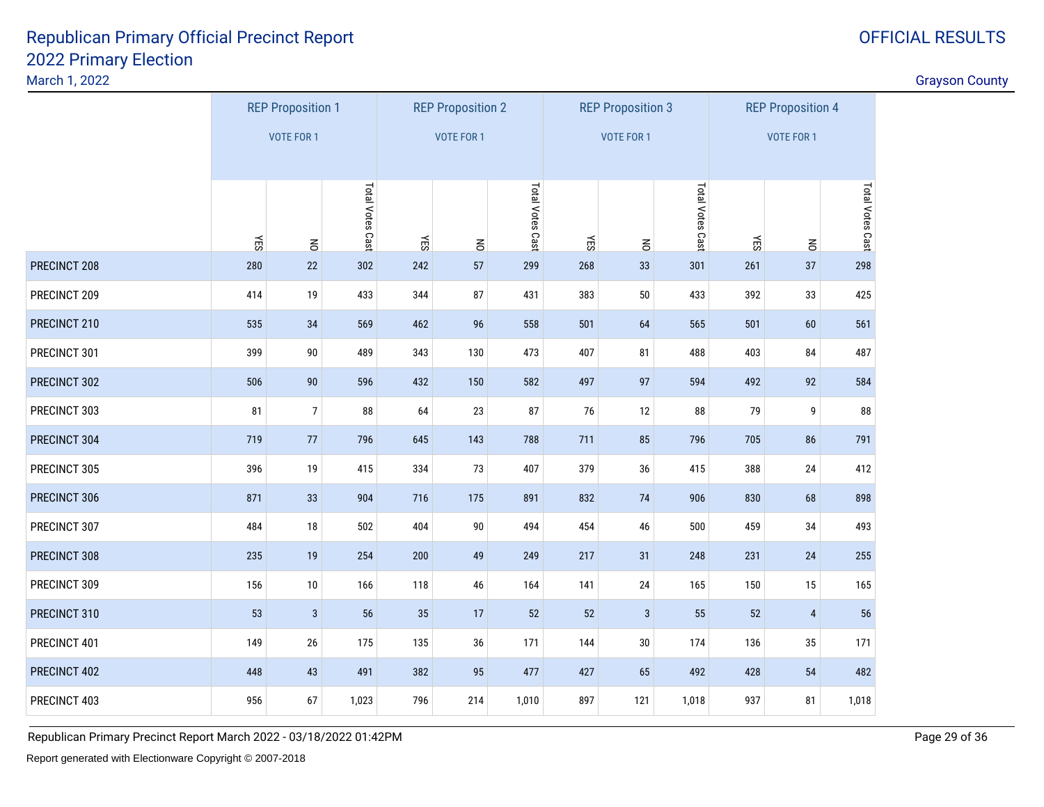# Republican Primary Official Precinct Report
# 2022 Primary Election

March 1, 2022

OFFICIAL RESULTS

Grayson County

| | REP Proposition 1 VOTE FOR 1 | | | REP Proposition 2 VOTE FOR 1 | | | REP Proposition 3 VOTE FOR 1 | | | REP Proposition 4 VOTE FOR 1 | | |
|---|---|---|---|---|---|---|---|---|---|---|---|---|
| | YES | NO | Total Votes Cast | YES | NO | Total Votes Cast | YES | NO | Total Votes Cast | YES | NO | Total Votes Cast |
| PRECINCT 208 | 280 | 22 | 302 | 242 | 57 | 299 | 268 | 33 | 301 | 261 | 37 | 298 |
| PRECINCT 209 | 414 | 19 | 433 | 344 | 87 | 431 | 383 | 50 | 433 | 392 | 33 | 425 |
| PRECINCT 210 | 535 | 34 | 569 | 462 | 96 | 558 | 501 | 64 | 565 | 501 | 60 | 561 |
| PRECINCT 301 | 399 | 90 | 489 | 343 | 130 | 473 | 407 | 81 | 488 | 403 | 84 | 487 |
| PRECINCT 302 | 506 | 90 | 596 | 432 | 150 | 582 | 497 | 97 | 594 | 492 | 92 | 584 |
| PRECINCT 303 | 81 | 7 | 88 | 64 | 23 | 87 | 76 | 12 | 88 | 79 | 9 | 88 |
| PRECINCT 304 | 719 | 77 | 796 | 645 | 143 | 788 | 711 | 85 | 796 | 705 | 86 | 791 |
| PRECINCT 305 | 396 | 19 | 415 | 334 | 73 | 407 | 379 | 36 | 415 | 388 | 24 | 412 |
| PRECINCT 306 | 871 | 33 | 904 | 716 | 175 | 891 | 832 | 74 | 906 | 830 | 68 | 898 |
| PRECINCT 307 | 484 | 18 | 502 | 404 | 90 | 494 | 454 | 46 | 500 | 459 | 34 | 493 |
| PRECINCT 308 | 235 | 19 | 254 | 200 | 49 | 249 | 217 | 31 | 248 | 231 | 24 | 255 |
| PRECINCT 309 | 156 | 10 | 166 | 118 | 46 | 164 | 141 | 24 | 165 | 150 | 15 | 165 |
| PRECINCT 310 | 53 | 3 | 56 | 35 | 17 | 52 | 52 | 3 | 55 | 52 | 4 | 56 |
| PRECINCT 401 | 149 | 26 | 175 | 135 | 36 | 171 | 144 | 30 | 174 | 136 | 35 | 171 |
| PRECINCT 402 | 448 | 43 | 491 | 382 | 95 | 477 | 427 | 65 | 492 | 428 | 54 | 482 |
| PRECINCT 403 | 956 | 67 | 1,023 | 796 | 214 | 1,010 | 897 | 121 | 1,018 | 937 | 81 | 1,018 |

Republican Primary Precinct Report March 2022 - 03/18/2022 01:42PM

Report generated with Electionware Copyright © 2007-2018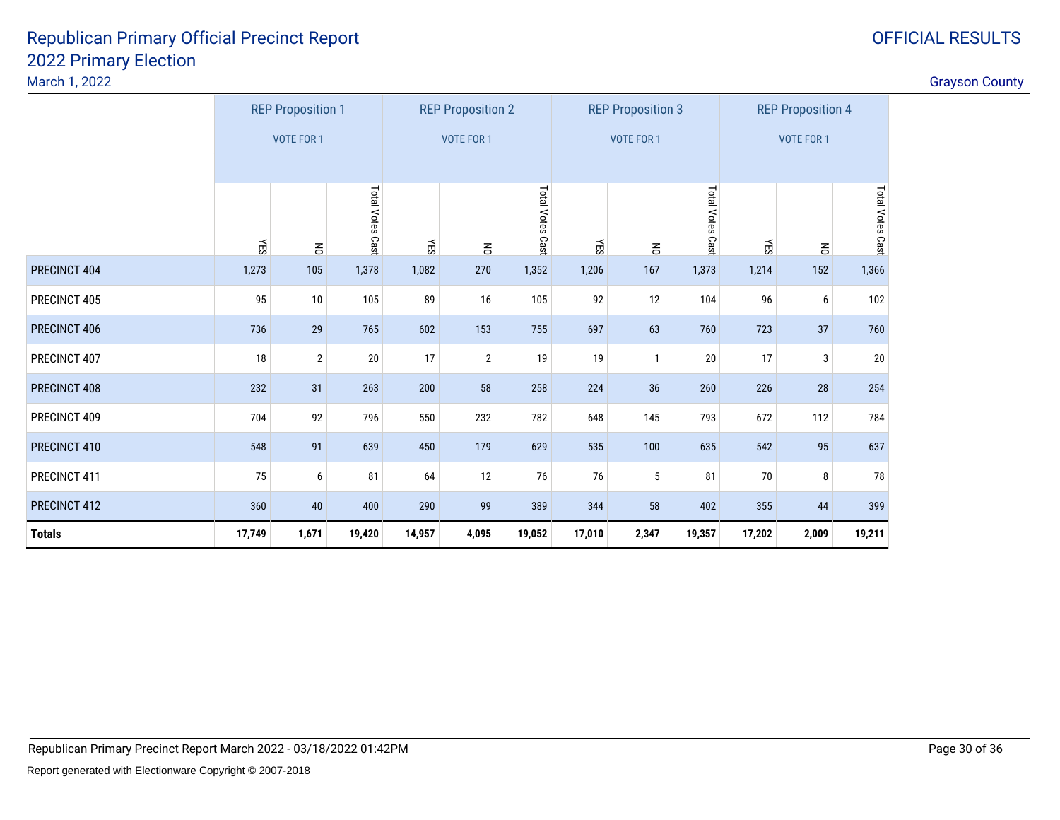# Republican Primary Official Precinct Report
## 2022 Primary Election

March 1, 2022

OFFICIAL RESULTS

Grayson County

| | REP Proposition 1 VOTE FOR 1 | | | REP Proposition 2 VOTE FOR 1 | | | REP Proposition 3 VOTE FOR 1 | | | REP Proposition 4 VOTE FOR 1 | | |
|---|---|---|---|---|---|---|---|---|---|---|---|---|
| | YES | NO | Total Votes Cast | YES | NO | Total Votes Cast | YES | NO | Total Votes Cast | YES | NO | Total Votes Cast |
| PRECINCT 404 | 1,273 | 105 | 1,378 | 1,082 | 270 | 1,352 | 1,206 | 167 | 1,373 | 1,214 | 152 | 1,366 |
| PRECINCT 405 | 95 | 10 | 105 | 89 | 16 | 105 | 92 | 12 | 104 | 96 | 6 | 102 |
| PRECINCT 406 | 736 | 29 | 765 | 602 | 153 | 755 | 697 | 63 | 760 | 723 | 37 | 760 |
| PRECINCT 407 | 18 | 2 | 20 | 17 | 2 | 19 | 19 | 1 | 20 | 17 | 3 | 20 |
| PRECINCT 408 | 232 | 31 | 263 | 200 | 58 | 258 | 224 | 36 | 260 | 226 | 28 | 254 |
| PRECINCT 409 | 704 | 92 | 796 | 550 | 232 | 782 | 648 | 145 | 793 | 672 | 112 | 784 |
| PRECINCT 410 | 548 | 91 | 639 | 450 | 179 | 629 | 535 | 100 | 635 | 542 | 95 | 637 |
| PRECINCT 411 | 75 | 6 | 81 | 64 | 12 | 76 | 76 | 5 | 81 | 70 | 8 | 78 |
| PRECINCT 412 | 360 | 40 | 400 | 290 | 99 | 389 | 344 | 58 | 402 | 355 | 44 | 399 |
| **Totals** | **17,749** | **1,671** | **19,420** | **14,957** | **4,095** | **19,052** | **17,010** | **2,347** | **19,357** | **17,202** | **2,009** | **19,211** |

Republican Primary Precinct Report March 2022 - 03/18/2022 01:42PM

Report generated with Electionware Copyright © 2007-2018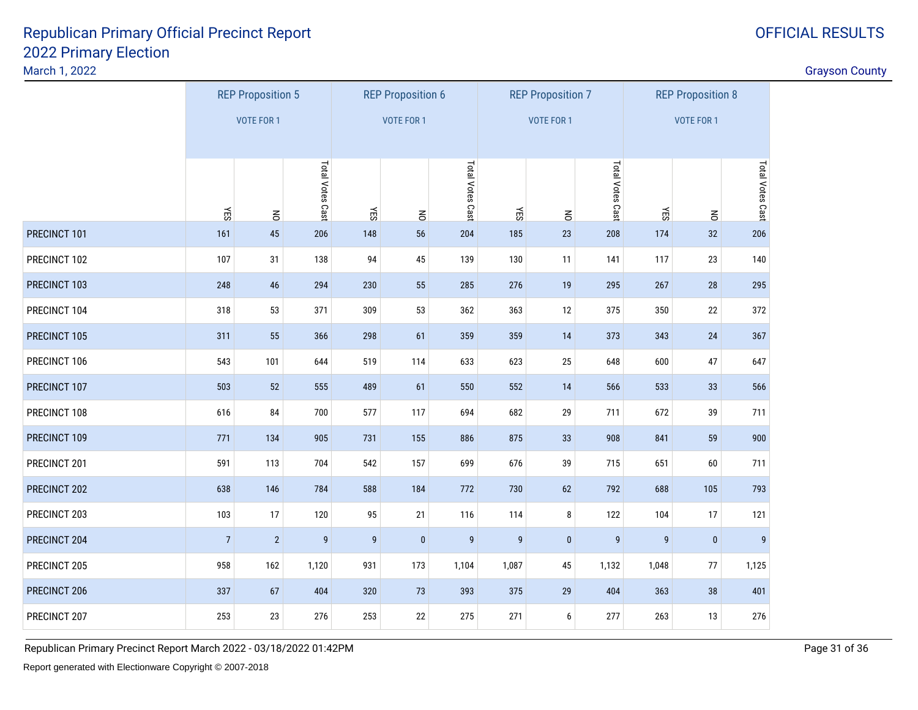# Republican Primary Official Precinct Report
## 2022 Primary Election

March 1, 2022

OFFICIAL RESULTS

Grayson County

| | REP Proposition 5 VOTE FOR 1 | | | REP Proposition 6 VOTE FOR 1 | | | REP Proposition 7 VOTE FOR 1 | | | REP Proposition 8 VOTE FOR 1 | | |
|---|---|---|---|---|---|---|---|---|---|---|---|---|
| | YES | NO | Total Votes Cast | YES | NO | Total Votes Cast | YES | NO | Total Votes Cast | YES | NO | Total Votes Cast |
| PRECINCT 101 | 161 | 45 | 206 | 148 | 56 | 204 | 185 | 23 | 208 | 174 | 32 | 206 |
| PRECINCT 102 | 107 | 31 | 138 | 94 | 45 | 139 | 130 | 11 | 141 | 117 | 23 | 140 |
| PRECINCT 103 | 248 | 46 | 294 | 230 | 55 | 285 | 276 | 19 | 295 | 267 | 28 | 295 |
| PRECINCT 104 | 318 | 53 | 371 | 309 | 53 | 362 | 363 | 12 | 375 | 350 | 22 | 372 |
| PRECINCT 105 | 311 | 55 | 366 | 298 | 61 | 359 | 359 | 14 | 373 | 343 | 24 | 367 |
| PRECINCT 106 | 543 | 101 | 644 | 519 | 114 | 633 | 623 | 25 | 648 | 600 | 47 | 647 |
| PRECINCT 107 | 503 | 52 | 555 | 489 | 61 | 550 | 552 | 14 | 566 | 533 | 33 | 566 |
| PRECINCT 108 | 616 | 84 | 700 | 577 | 117 | 694 | 682 | 29 | 711 | 672 | 39 | 711 |
| PRECINCT 109 | 771 | 134 | 905 | 731 | 155 | 886 | 875 | 33 | 908 | 841 | 59 | 900 |
| PRECINCT 201 | 591 | 113 | 704 | 542 | 157 | 699 | 676 | 39 | 715 | 651 | 60 | 711 |
| PRECINCT 202 | 638 | 146 | 784 | 588 | 184 | 772 | 730 | 62 | 792 | 688 | 105 | 793 |
| PRECINCT 203 | 103 | 17 | 120 | 95 | 21 | 116 | 114 | 8 | 122 | 104 | 17 | 121 |
| PRECINCT 204 | 7 | 2 | 9 | 9 | 0 | 9 | 9 | 0 | 9 | 9 | 0 | 9 |
| PRECINCT 205 | 958 | 162 | 1,120 | 931 | 173 | 1,104 | 1,087 | 45 | 1,132 | 1,048 | 77 | 1,125 |
| PRECINCT 206 | 337 | 67 | 404 | 320 | 73 | 393 | 375 | 29 | 404 | 363 | 38 | 401 |
| PRECINCT 207 | 253 | 23 | 276 | 253 | 22 | 275 | 271 | 6 | 277 | 263 | 13 | 276 |

Republican Primary Precinct Report March 2022 - 03/18/2022 01:42PM

Report generated with Electionware Copyright © 2007-2018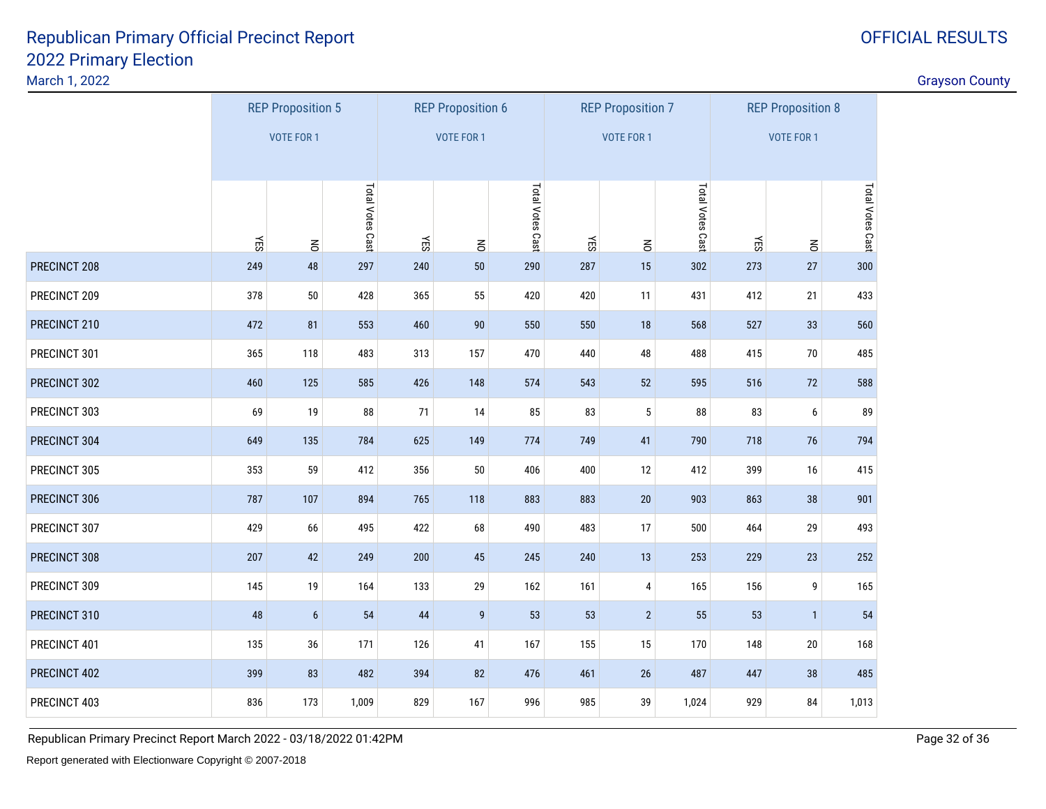# Republican Primary Official Precinct Report
## 2022 Primary Election
March 1, 2022

OFFICIAL RESULTS

Grayson County

| | REP Proposition 5 VOTE FOR 1 | | | REP Proposition 6 VOTE FOR 1 | | | REP Proposition 7 VOTE FOR 1 | | | REP Proposition 8 VOTE FOR 1 | | |
|---|---|---|---|---|---|---|---|---|---|---|---|---|
| | YES | NO | Total Votes Cast | YES | NO | Total Votes Cast | YES | NO | Total Votes Cast | YES | NO | Total Votes Cast |
| PRECINCT 208 | 249 | 48 | 297 | 240 | 50 | 290 | 287 | 15 | 302 | 273 | 27 | 300 |
| PRECINCT 209 | 378 | 50 | 428 | 365 | 55 | 420 | 420 | 11 | 431 | 412 | 21 | 433 |
| PRECINCT 210 | 472 | 81 | 553 | 460 | 90 | 550 | 550 | 18 | 568 | 527 | 33 | 560 |
| PRECINCT 301 | 365 | 118 | 483 | 313 | 157 | 470 | 440 | 48 | 488 | 415 | 70 | 485 |
| PRECINCT 302 | 460 | 125 | 585 | 426 | 148 | 574 | 543 | 52 | 595 | 516 | 72 | 588 |
| PRECINCT 303 | 69 | 19 | 88 | 71 | 14 | 85 | 83 | 5 | 88 | 83 | 6 | 89 |
| PRECINCT 304 | 649 | 135 | 784 | 625 | 149 | 774 | 749 | 41 | 790 | 718 | 76 | 794 |
| PRECINCT 305 | 353 | 59 | 412 | 356 | 50 | 406 | 400 | 12 | 412 | 399 | 16 | 415 |
| PRECINCT 306 | 787 | 107 | 894 | 765 | 118 | 883 | 883 | 20 | 903 | 863 | 38 | 901 |
| PRECINCT 307 | 429 | 66 | 495 | 422 | 68 | 490 | 483 | 17 | 500 | 464 | 29 | 493 |
| PRECINCT 308 | 207 | 42 | 249 | 200 | 45 | 245 | 240 | 13 | 253 | 229 | 23 | 252 |
| PRECINCT 309 | 145 | 19 | 164 | 133 | 29 | 162 | 161 | 4 | 165 | 156 | 9 | 165 |
| PRECINCT 310 | 48 | 6 | 54 | 44 | 9 | 53 | 53 | 2 | 55 | 53 | 1 | 54 |
| PRECINCT 401 | 135 | 36 | 171 | 126 | 41 | 167 | 155 | 15 | 170 | 148 | 20 | 168 |
| PRECINCT 402 | 399 | 83 | 482 | 394 | 82 | 476 | 461 | 26 | 487 | 447 | 38 | 485 |
| PRECINCT 403 | 836 | 173 | 1,009 | 829 | 167 | 996 | 985 | 39 | 1,024 | 929 | 84 | 1,013 |

Republican Primary Precinct Report March 2022 - 03/18/2022 01:42PM

Report generated with Electionware Copyright © 2007-2018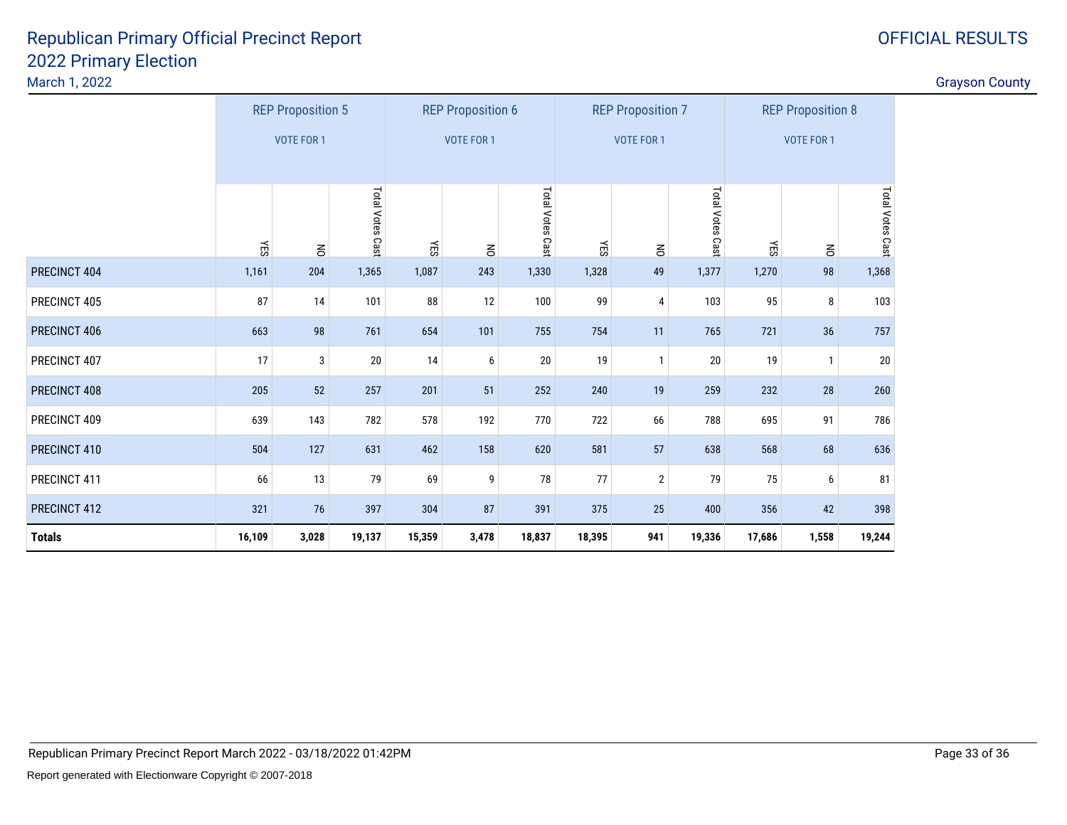# Republican Primary Official Precinct Report
## 2022 Primary Election
March 1, 2022

OFFICIAL RESULTS

Grayson County

| | REP Proposition 5 VOTE FOR 1 | | | REP Proposition 6 VOTE FOR 1 | | | REP Proposition 7 VOTE FOR 1 | | | REP Proposition 8 VOTE FOR 1 | | |
|---|---|---|---|---|---|---|---|---|---|---|---|---|
| | YES | NO | Total Votes Cast | YES | NO | Total Votes Cast | YES | NO | Total Votes Cast | YES | NO | Total Votes Cast |
| PRECINCT 404 | 1,161 | 204 | 1,365 | 1,087 | 243 | 1,330 | 1,328 | 49 | 1,377 | 1,270 | 98 | 1,368 |
| PRECINCT 405 | 87 | 14 | 101 | 88 | 12 | 100 | 99 | 4 | 103 | 95 | 8 | 103 |
| PRECINCT 406 | 663 | 98 | 761 | 654 | 101 | 755 | 754 | 11 | 765 | 721 | 36 | 757 |
| PRECINCT 407 | 17 | 3 | 20 | 14 | 6 | 20 | 19 | 1 | 20 | 19 | 1 | 20 |
| PRECINCT 408 | 205 | 52 | 257 | 201 | 51 | 252 | 240 | 19 | 259 | 232 | 28 | 260 |
| PRECINCT 409 | 639 | 143 | 782 | 578 | 192 | 770 | 722 | 66 | 788 | 695 | 91 | 786 |
| PRECINCT 410 | 504 | 127 | 631 | 462 | 158 | 620 | 581 | 57 | 638 | 568 | 68 | 636 |
| PRECINCT 411 | 66 | 13 | 79 | 69 | 9 | 78 | 77 | 2 | 79 | 75 | 6 | 81 |
| PRECINCT 412 | 321 | 76 | 397 | 304 | 87 | 391 | 375 | 25 | 400 | 356 | 42 | 398 |
| **Totals** | **16,109** | **3,028** | **19,137** | **15,359** | **3,478** | **18,837** | **18,395** | **941** | **19,336** | **17,686** | **1,558** | **19,244** |

Republican Primary Precinct Report March 2022 - 03/18/2022 01:42PM

Report generated with Electionware Copyright © 2007-2018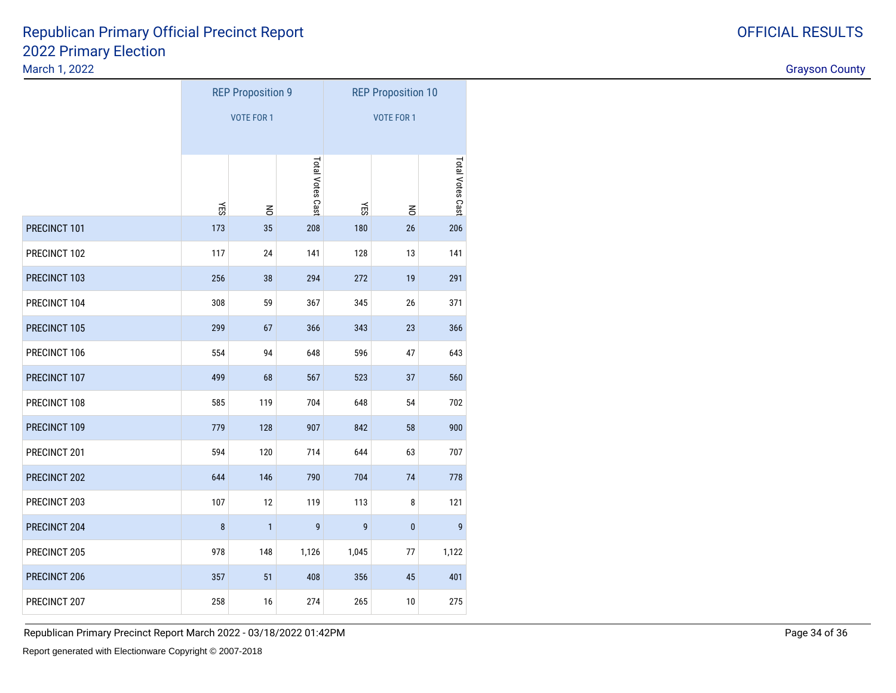# Republican Primary Official Precinct Report
## 2022 Primary Election
March 1, 2022

OFFICIAL RESULTS

Grayson County

| | REP Proposition 9 VOTE FOR 1 | | | REP Proposition 10 VOTE FOR 1 | | |
|---|---|---|---|---|---|---|
| | YES | NO | Total Votes Cast | YES | NO | Total Votes Cast |
| PRECINCT 101 | 173 | 35 | 208 | 180 | 26 | 206 |
| PRECINCT 102 | 117 | 24 | 141 | 128 | 13 | 141 |
| PRECINCT 103 | 256 | 38 | 294 | 272 | 19 | 291 |
| PRECINCT 104 | 308 | 59 | 367 | 345 | 26 | 371 |
| PRECINCT 105 | 299 | 67 | 366 | 343 | 23 | 366 |
| PRECINCT 106 | 554 | 94 | 648 | 596 | 47 | 643 |
| PRECINCT 107 | 499 | 68 | 567 | 523 | 37 | 560 |
| PRECINCT 108 | 585 | 119 | 704 | 648 | 54 | 702 |
| PRECINCT 109 | 779 | 128 | 907 | 842 | 58 | 900 |
| PRECINCT 201 | 594 | 120 | 714 | 644 | 63 | 707 |
| PRECINCT 202 | 644 | 146 | 790 | 704 | 74 | 778 |
| PRECINCT 203 | 107 | 12 | 119 | 113 | 8 | 121 |
| PRECINCT 204 | 8 | 1 | 9 | 9 | 0 | 9 |
| PRECINCT 205 | 978 | 148 | 1,126 | 1,045 | 77 | 1,122 |
| PRECINCT 206 | 357 | 51 | 408 | 356 | 45 | 401 |
| PRECINCT 207 | 258 | 16 | 274 | 265 | 10 | 275 |

Republican Primary Precinct Report March 2022 - 03/18/2022 01:42PM

Report generated with Electionware Copyright © 2007-2018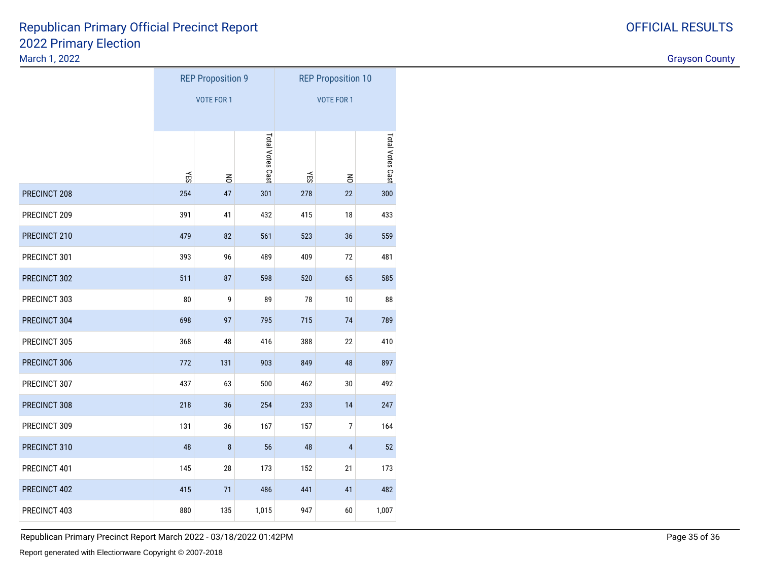# Republican Primary Official Precinct Report
## 2022 Primary Election
March 1, 2022

OFFICIAL RESULTS

Grayson County

| | REP Proposition 9 VOTE FOR 1 | | | REP Proposition 10 VOTE FOR 1 | | |
|---|---|---|---|---|---|---|
| | YES | NO | Total Votes Cast | YES | NO | Total Votes Cast |
| PRECINCT 208 | 254 | 47 | 301 | 278 | 22 | 300 |
| PRECINCT 209 | 391 | 41 | 432 | 415 | 18 | 433 |
| PRECINCT 210 | 479 | 82 | 561 | 523 | 36 | 559 |
| PRECINCT 301 | 393 | 96 | 489 | 409 | 72 | 481 |
| PRECINCT 302 | 511 | 87 | 598 | 520 | 65 | 585 |
| PRECINCT 303 | 80 | 9 | 89 | 78 | 10 | 88 |
| PRECINCT 304 | 698 | 97 | 795 | 715 | 74 | 789 |
| PRECINCT 305 | 368 | 48 | 416 | 388 | 22 | 410 |
| PRECINCT 306 | 772 | 131 | 903 | 849 | 48 | 897 |
| PRECINCT 307 | 437 | 63 | 500 | 462 | 30 | 492 |
| PRECINCT 308 | 218 | 36 | 254 | 233 | 14 | 247 |
| PRECINCT 309 | 131 | 36 | 167 | 157 | 7 | 164 |
| PRECINCT 310 | 48 | 8 | 56 | 48 | 4 | 52 |
| PRECINCT 401 | 145 | 28 | 173 | 152 | 21 | 173 |
| PRECINCT 402 | 415 | 71 | 486 | 441 | 41 | 482 |
| PRECINCT 403 | 880 | 135 | 1,015 | 947 | 60 | 1,007 |

Republican Primary Precinct Report March 2022 - 03/18/2022 01:42PM

Report generated with Electionware Copyright © 2007-2018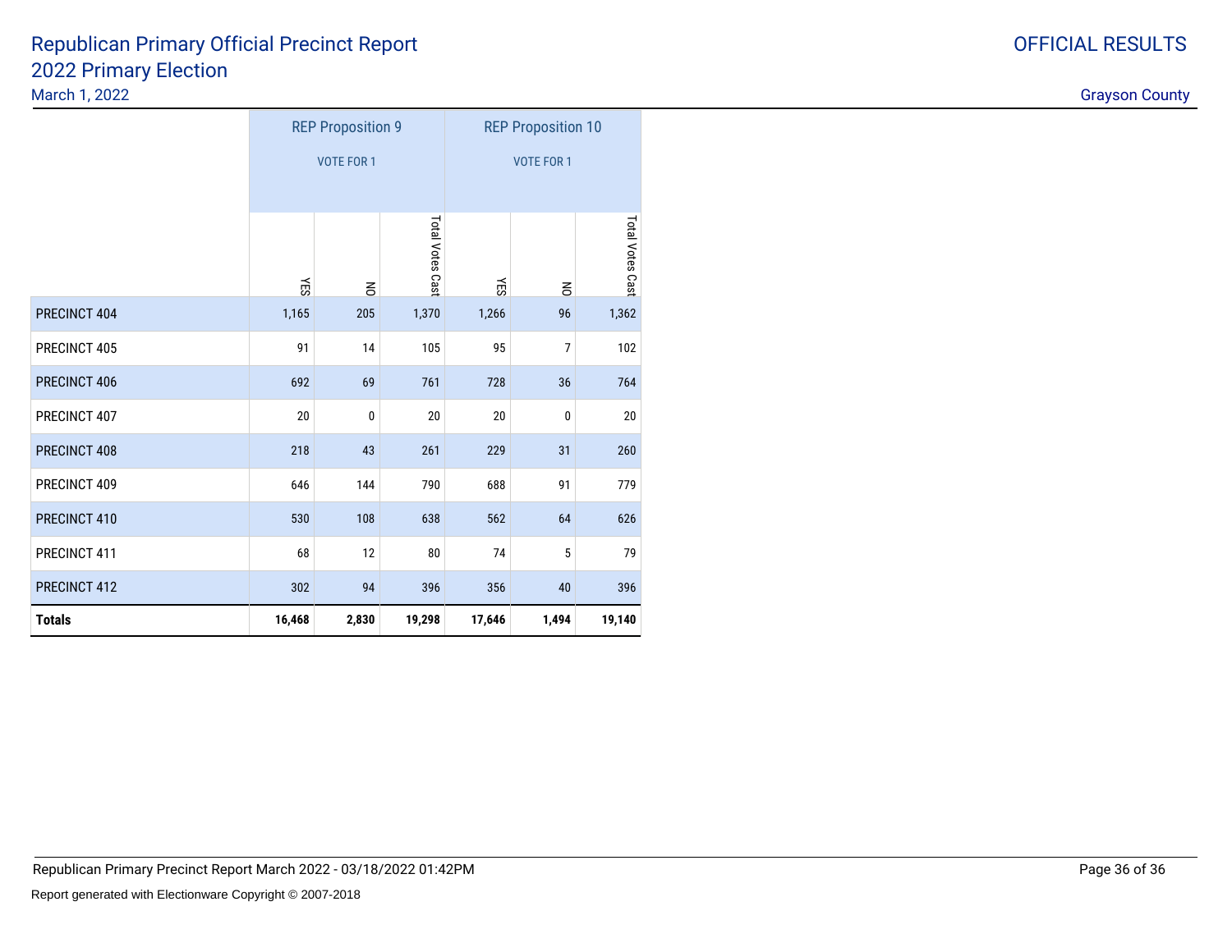# Republican Primary Official Precinct Report
## 2022 Primary Election

March 1, 2022

OFFICIAL RESULTS

Grayson County

| | REP Proposition 9 VOTE FOR 1 | | | REP Proposition 10 VOTE FOR 1 | | |
|---|---|---|---|---|---|---|
| | YES | NO | Total Votes Cast | YES | NO | Total Votes Cast |
| PRECINCT 404 | 1,165 | 205 | 1,370 | 1,266 | 96 | 1,362 |
| PRECINCT 405 | 91 | 14 | 105 | 95 | 7 | 102 |
| PRECINCT 406 | 692 | 69 | 761 | 728 | 36 | 764 |
| PRECINCT 407 | 20 | 0 | 20 | 20 | 0 | 20 |
| PRECINCT 408 | 218 | 43 | 261 | 229 | 31 | 260 |
| PRECINCT 409 | 646 | 144 | 790 | 688 | 91 | 779 |
| PRECINCT 410 | 530 | 108 | 638 | 562 | 64 | 626 |
| PRECINCT 411 | 68 | 12 | 80 | 74 | 5 | 79 |
| PRECINCT 412 | 302 | 94 | 396 | 356 | 40 | 396 |
| **Totals** | **16,468** | **2,830** | **19,298** | **17,646** | **1,494** | **19,140** |

Republican Primary Precinct Report March 2022 - 03/18/2022 01:42PM

Report generated with Electionware Copyright © 2007-2018